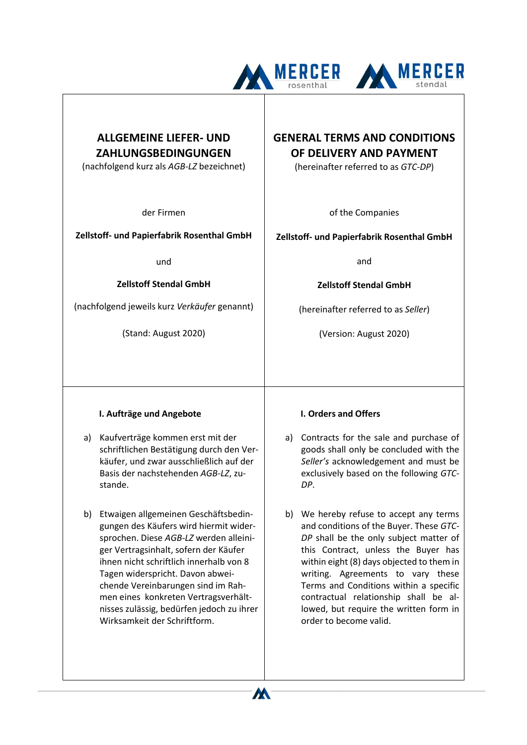# ALLGEMEINE LIEFER- UND ZAHLUNGSBEDINGUNGEN

(nachfolgend kurz als *AGB-LZ* bezeichnet)

der Firmen

**Zellstoff- und Papierfabrik Rosenthal GmbH**

und

**Zellstoff Stendal GmbH**

(nachfolgend jeweils kurz *Verkäufer* genannt)

(Stand: August 2020)

### I. Aufträge und Angebote

a) Kaufverträge kommen erst mit der schriftlichen Bestätigung durch den Verkäufer, und zwar ausschließlich auf der Basis der nachstehenden *AGB-LZ*, zustande.

b) Etwaigen allgemeinen Geschäftsbedingungen des Käufers wird hiermit widersprochen. Diese *AGB-LZ* werden alleiniger Vertragsinhalt, sofern der Käufer ihnen nicht schriftlich innerhalb von 8 Tagen widerspricht. Davon abweichende Vereinbarungen sind im Rahmen eines konkreten Vertragsverhältnisses zulässig, bedürfen jedoch zu ihrer Wirksamkeit der Schriftform.

# GENERAL TERMS AND CONDITIONS OF DELIVERY AND PAYMENT

(hereinafter referred to as *GTC-DP*)

of the Companies

**Zellstoff- und Papierfabrik Rosenthal GmbH**

and

**Zellstoff Stendal GmbH**

(hereinafter referred to as *Seller*)

(Version: August 2020)

### I. Orders and Offers

a) Contracts for the sale and purchase of goods shall only be concluded with the *Seller's* acknowledgement and exclusively based on the following *GTC-DP*.

b) We hereby refuse to accept any terms and conditions of the Buyer. These *GTC-DP* shall be the only subject matter of this Contract, unless the Buyer has within eight (8) days objected to them in writing. Agreements to vary these Terms and Conditions within a specific contractual relationship shall be allowed, but require the written form in order to become valid.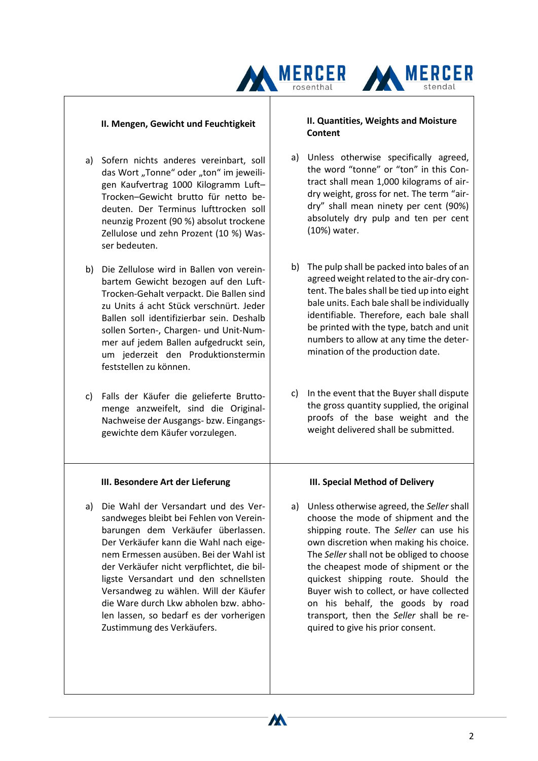### II. Mengen, Gewicht und Feuchtigkeit

a) Sofern nichts anderes vereinbart, soll das Wort „Tonne" oder „ton" im jeweiligen Kaufvertrag 1000 Kilogramm Luft–Trocken–Gewicht brutto für netto bedeuten. Der Terminus lufttrocken soll neunzig Prozent (90 %) absolut trockene Zellulose und zehn Prozent (10 %) Wasser bedeuten.

b) Die Zellulose wird in Ballen von vereinbartem Gewicht bezogen auf den Luft-Trocken-Gehalt verpackt. Die Ballen sind zu Units á acht Stück verschnürt. Jeder Ballen soll identifizierbar sein. Deshalb sollen Sorten-, Chargen- und Unit-Nummer auf jedem Ballen aufgedruckt sein, um jederzeit den Produktionstermin feststellen zu können.

c) Falls der Käufer die gelieferte Bruttomenge anzweifelt, sind die Original-Nachweise der Ausgangs- bzw. Eingangsgewichte dem Käufer vorzulegen.

### II. Quantities, Weights and Moisture Content

a) Unless otherwise specifically agreed, the word "tonne" or "ton" in this Contract shall mean 1,000 kilograms of air-dry weight, gross for net. The term "air-dry" shall mean ninety per cent (90%) absolutely dry pulp and ten per cent (10%) water.

b) The pulp shall be packed into bales of an agreed weight related to the air-dry content. The bales shall be tied up into eight bale units. Each bale shall be individually identifiable. Therefore, each bale shall be printed with the type, batch and unit numbers to allow at any time the determination of the production date.

c) In the event that the Buyer shall dispute the gross quantity supplied, the original proofs of the base weight and the weight delivered shall be submitted.

### III. Besondere Art der Lieferung

a) Die Wahl der Versandart und des Versandweges bleibt bei Fehlen von Vereinbarungen dem Verkäufer überlassen. Der Verkäufer kann die Wahl nach eigenem Ermessen ausüben. Bei der Wahl ist der Verkäufer nicht verpflichtet, die billigste Versandart und den schnellsten Versandweg zu wählen. Will der Käufer die Ware durch Lkw abholen bzw. abholen lassen, so bedarf es der vorherigen Zustimmung des Verkäufers.

### III. Special Method of Delivery

a) Unless otherwise agreed, the *Seller* shall choose the mode of shipment and the shipping route. The *Seller* can use his own discretion when making his choice. The *Seller* shall not be obliged to choose the cheapest mode of shipment or the quickest shipping route. Should the Buyer wish to collect, or have collected on his behalf, the goods by road transport, then the *Seller* shall be required to give his prior consent.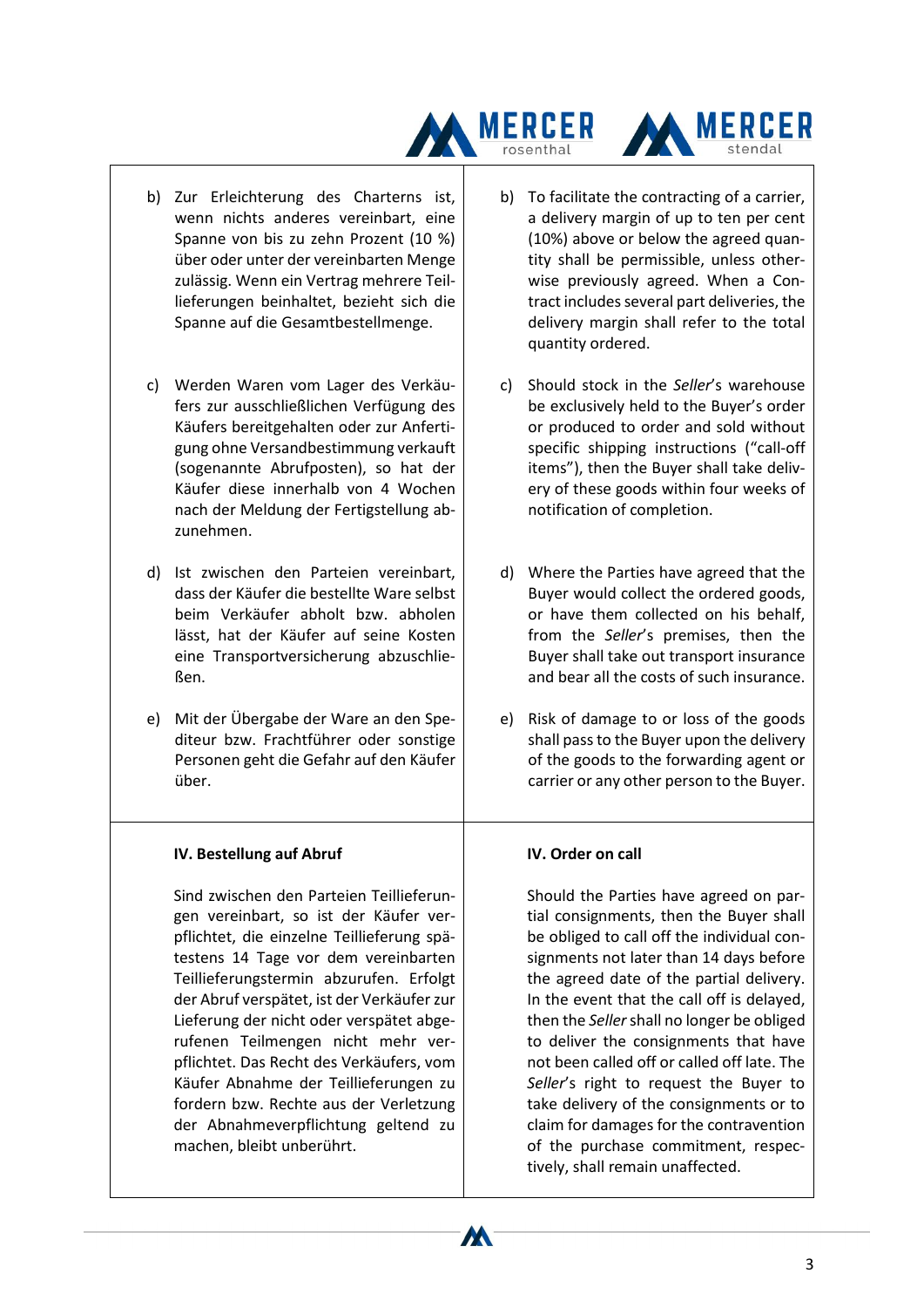b) Zur Erleichterung des Charterns ist, wenn nichts anderes vereinbart, eine Spanne von bis zu zehn Prozent (10 %) über oder unter der vereinbarten Menge zulässig. Wenn ein Vertrag mehrere Teillieferungen beinhaltet, bezieht sich die Spanne auf die Gesamtbestellmenge.

c) Werden Waren vom Lager des Verkäufers zur ausschließlichen Verfügung des Käufers bereitgehalten oder zur Anfertigung ohne Versandbestimmung verkauft (sogenannte Abrufposten), so hat der Käufer diese innerhalb von 4 Wochen nach der Meldung der Fertigstellung abzunehmen.

d) Ist zwischen den Parteien vereinbart, dass der Käufer die bestellte Ware selbst beim Verkäufer abholt bzw. abholen lässt, hat der Käufer auf seine Kosten eine Transportversicherung abzuschließen.

e) Mit der Übergabe der Ware an den Spediteur bzw. Frachtführer oder sonstige Personen geht die Gefahr auf den Käufer über.

b) To facilitate the contracting of a carrier, a delivery margin of up to ten per cent (10%) above or below the agreed quantity shall be permissible, unless otherwise previously agreed. When a Contract includes several part deliveries, the delivery margin shall refer to the total quantity ordered.

c) Should stock in the *Seller*'s warehouse be exclusively held to the Buyer's order or produced to order and sold without specific shipping instructions ("call-off items"), then the Buyer shall take delivery of these goods within four weeks of notification of completion.

d) Where the Parties have agreed that the Buyer would collect the ordered goods, or have them collected on his behalf, from the *Seller*'s premises, then the Buyer shall take out transport insurance and bear all the costs of such insurance.

e) Risk of damage to or loss of the goods shall pass to the Buyer upon the delivery of the goods to the forwarding agent or carrier or any other person to the Buyer.

**IV. Bestellung auf Abruf**

Sind zwischen den Parteien Teillieferungen vereinbart, so ist der Käufer verpflichtet, die einzelne Teillieferung spätestens 14 Tage vor dem vereinbarten Teillieferungstermin abzurufen. Erfolgt der Abruf verspätet, ist der Verkäufer zur Lieferung der nicht oder verspätet abgerufenen Teilmengen nicht mehr verpflichtet. Das Recht des Verkäufers, vom Käufer Abnahme der Teillieferungen zu fordern bzw. Rechte aus der Verletzung der Abnahmeverpflichtung geltend zu machen, bleibt unberührt.

**IV. Order on call**

Should the Parties have agreed on partial consignments, then the Buyer shall be obliged to call off the individual consignments not later than 14 days before the agreed date of the partial delivery. In the event that the call off is delayed, then the *Seller* shall no longer be obliged to deliver the consignments that have not been called off or called off late. The *Seller*'s right to request the Buyer to take delivery of the consignments or to claim for damages for the contravention of the purchase commitment, respectively, shall remain unaffected.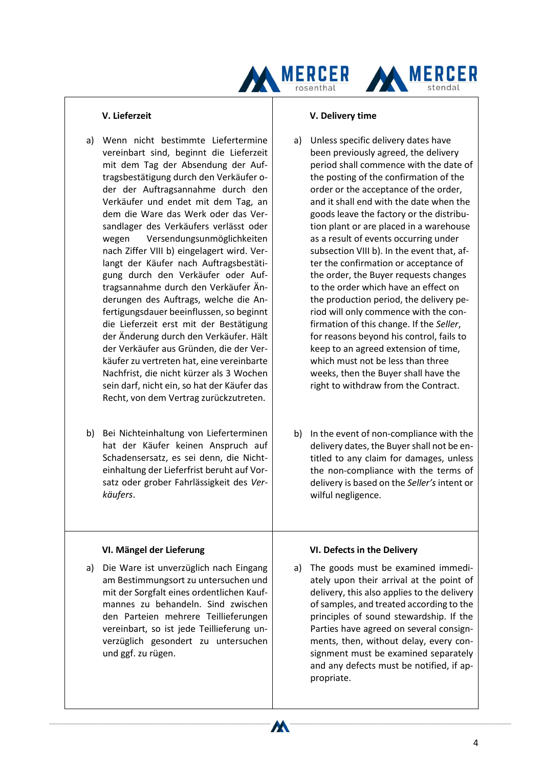### V. Lieferzeit

a) Wenn nicht bestimmte Liefertermine vereinbart sind, beginnt die Lieferzeit mit dem Tag der Absendung der Auftragsbestätigung durch den Verkäufer oder der Auftragsannahme durch den Verkäufer und endet mit dem Tag, an dem die Ware das Werk oder das Versandlager des Verkäufers verlässt oder wegen Versendungsunmöglichkeiten nach Ziffer VIII b) eingelagert wird. Verlangt der Käufer nach Auftragsbestätigung durch den Verkäufer oder Auftragsannahme durch den Verkäufer Änderungen des Auftrags, welche die Anfertigungsdauer beeinflussen, so beginnt die Lieferzeit erst mit der Bestätigung der Änderung durch den Verkäufer. Hält der Verkäufer aus Gründen, die der Verkäufer zu vertreten hat, eine vereinbarte Nachfrist, die nicht kürzer als 3 Wochen sein darf, nicht ein, so hat der Käufer das Recht, von dem Vertrag zurückzutreten.

b) Bei Nichteinhaltung von Lieferterminen hat der Käufer keinen Anspruch auf Schadensersatz, es sei denn, die Nichteinhaltung der Lieferfrist beruht auf Vorsatz oder grober Fahrlässigkeit des *Verkäufers*.

### V. Delivery time

a) Unless specific delivery dates have been previously agreed, the delivery period shall commence with the date of the posting of the confirmation of the order or the acceptance of the order, and it shall end with the date when the goods leave the factory or the distribution plant or are placed in a warehouse as a result of events occurring under subsection VIII b). In the event that, after the confirmation or acceptance of the order, the Buyer requests changes to the order which have an effect on the production period, the delivery period will only commence with the confirmation of this change. If the *Seller*, for reasons beyond his control, fails to keep to an agreed extension of time, which must not be less than three weeks, then the Buyer shall have the right to withdraw from the Contract.

b) In the event of non-compliance with the delivery dates, the Buyer shall not be entitled to any claim for damages, unless the non-compliance with the terms of delivery is based on the *Seller's* intent or wilful negligence.

### VI. Mängel der Lieferung

a) Die Ware ist unverzüglich nach Eingang am Bestimmungsort zu untersuchen und mit der Sorgfalt eines ordentlichen Kaufmannes zu behandeln. Sind zwischen den Parteien mehrere Teillieferungen vereinbart, so ist jede Teillieferung unverzüglich gesondert zu untersuchen und ggf. zu rügen.

### VI. Defects in the Delivery

a) The goods must be examined immediately upon their arrival at the point of delivery, this also applies to the delivery of samples, and treated according to the principles of sound stewardship. If the Parties have agreed on several consignments, then, without delay, every consignment must be examined separately and any defects must be notified, if appropriate.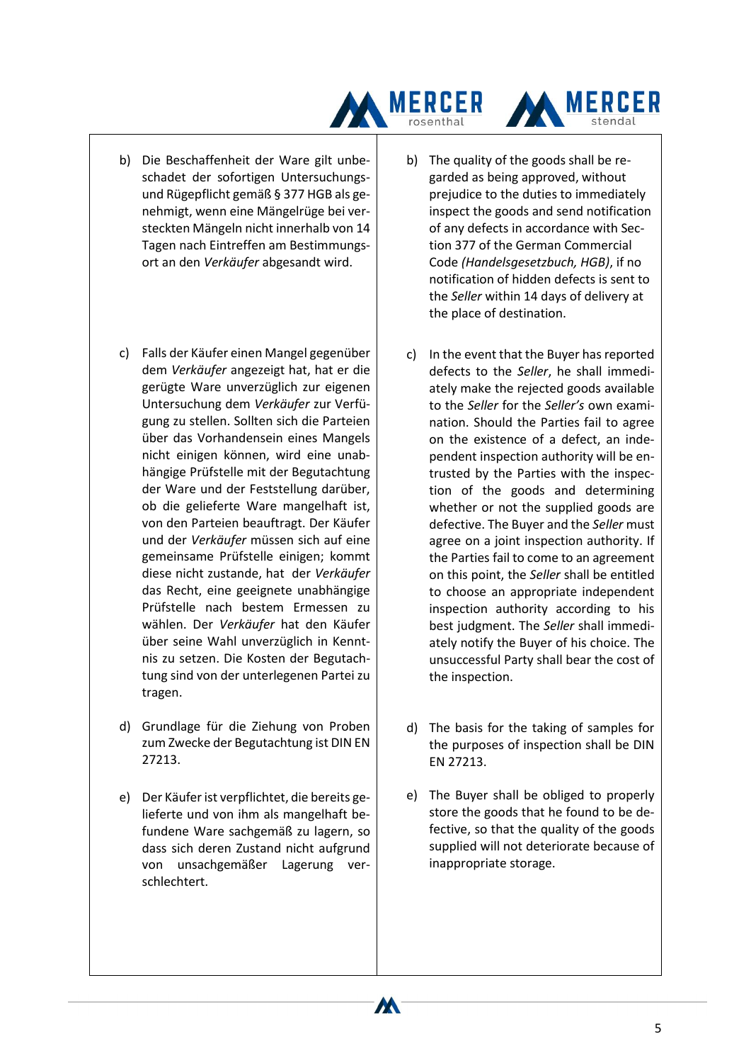b) Die Beschaffenheit der Ware gilt unbeschadet der sofortigen Untersuchungs- und Rügepflicht gemäß § 377 HGB als genehmigt, wenn eine Mängelrüge bei versteckten Mängeln nicht innerhalb von 14 Tagen nach Eintreffen am Bestimmungsort an den *Verkäufer* abgesandt wird.

b) The quality of the goods shall be regarded as being approved, without prejudice to the duties to immediately inspect the goods and send notification of any defects in accordance with Section 377 of the German Commercial Code *(Handelsgesetzbuch, HGB)*, if no notification of hidden defects is sent to the *Seller* within 14 days of delivery at the place of destination.

c) Falls der Käufer einen Mangel gegenüber dem *Verkäufer* angezeigt hat, hat er die gerügte Ware unverzüglich zur eigenen Untersuchung dem *Verkäufer* zur Verfügung zu stellen. Sollten sich die Parteien über das Vorhandensein eines Mangels nicht einigen können, wird eine unabhängige Prüfstelle mit der Begutachtung der Ware und der Feststellung darüber, ob die gelieferte Ware mangelhaft ist, von den Parteien beauftragt. Der Käufer und der *Verkäufer* müssen sich auf eine gemeinsame Prüfstelle einigen; kommt diese nicht zustande, hat der *Verkäufer* das Recht, eine geeignete unabhängige Prüfstelle nach bestem Ermessen zu wählen. Der *Verkäufer* hat den Käufer über seine Wahl unverzüglich in Kenntnis zu setzen. Die Kosten der Begutachtung sind von der unterlegenen Partei zu tragen.

c) In the event that the Buyer has reported defects to the *Seller*, he shall immediately make the rejected goods available to the *Seller* for the *Seller's* own examination. Should the Parties fail to agree on the existence of a defect, an independent inspection authority will be entrusted by the Parties with the inspection of the goods and determining whether or not the supplied goods are defective. The Buyer and the *Seller* must agree on a joint inspection authority. If the Parties fail to come to an agreement on this point, the *Seller* shall be entitled to choose an appropriate independent inspection authority according to his best judgment. The *Seller* shall immediately notify the Buyer of his choice. The unsuccessful Party shall bear the cost of the inspection.

d) Grundlage für die Ziehung von Proben zum Zwecke der Begutachtung ist DIN EN 27213.

d) The basis for the taking of samples for the purposes of inspection shall be DIN EN 27213.

e) Der Käufer ist verpflichtet, die bereits gelieferte und von ihm als mangelhaft befundene Ware sachgemäß zu lagern, so dass sich deren Zustand nicht aufgrund von unsachgemäßer Lagerung verschlechtert.

e) The Buyer shall be obliged to properly store the goods that he found to be defective, so that the quality of the goods supplied will not deteriorate because of inappropriate storage.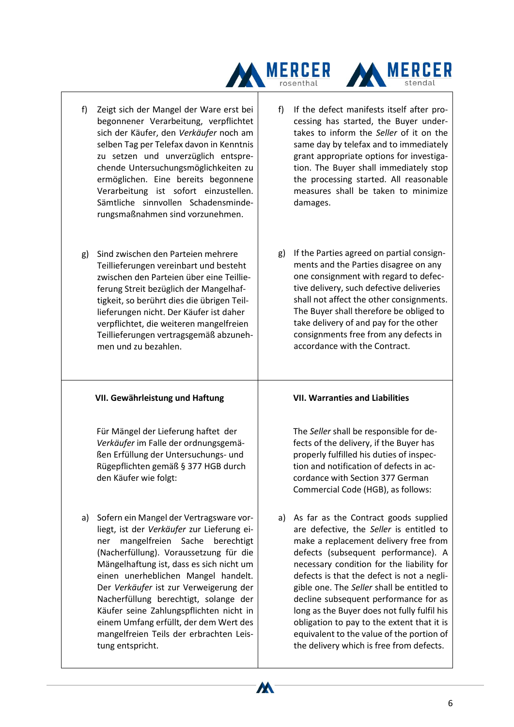f) Zeigt sich der Mangel der Ware erst bei begonnener Verarbeitung, verpflichtet sich der Käufer, den *Verkäufer* noch am selben Tag per Telefax davon in Kenntnis zu setzen und unverzüglich entsprechende Untersuchungsmöglichkeiten zu ermöglichen. Eine bereits begonnene Verarbeitung ist sofort einzustellen. Sämtliche sinnvollen Schadensminderungsmaßnahmen sind vorzunehmen.

f) If the defect manifests itself after processing has started, the Buyer undertakes to inform the *Seller* of it on the same day by telefax and to immediately grant appropriate options for investigation. The Buyer shall immediately stop the processing started. All reasonable measures shall be taken to minimize damages.

g) Sind zwischen den Parteien mehrere Teillieferungen vereinbart und besteht zwischen den Parteien über eine Teillieferung Streit bezüglich der Mangelhaftigkeit, so berührt dies die übrigen Teillieferungen nicht. Der Käufer ist daher verpflichtet, die weiteren mangelfreien Teillieferungen vertragsgemäß abzunehmen und zu bezahlen.

g) If the Parties agreed on partial consignments and the Parties disagree on any one consignment with regard to defective delivery, such defective deliveries shall not affect the other consignments. The Buyer shall therefore be obliged to take delivery of and pay for the other consignments free from any defects in accordance with the Contract.

## VII. Gewährleistung und Haftung

Für Mängel der Lieferung haftet der *Verkäufer* im Falle der ordnungsgemäßen Erfüllung der Untersuchungs- und Rügepflichten gemäß § 377 HGB durch den Käufer wie folgt:

a) Sofern ein Mangel der Vertragsware vorliegt, ist der *Verkäufer* zur Lieferung einer mangelfreien Sache berechtigt (Nacherfüllung). Voraussetzung für die Mängelhaftung ist, dass es sich nicht um einen unerheblichen Mangel handelt. Der *Verkäufer* ist zur Verweigerung der Nacherfüllung berechtigt, solange der Käufer seine Zahlungspflichten nicht in einem Umfang erfüllt, der dem Wert des mangelfreien Teils der erbrachten Leistung entspricht.

## VII. Warranties and Liabilities

The *Seller* shall be responsible for defects of the delivery, if the Buyer has properly fulfilled his duties of inspection and notification of defects in accordance with Section 377 German Commercial Code (HGB), as follows:

a) As far as the Contract goods supplied are defective, the *Seller* is entitled to make a replacement delivery free from defects (subsequent performance). A necessary condition for the liability for defects is that the defect is not a negligible one. The *Seller* shall be entitled to decline subsequent performance for as long as the Buyer does not fully fulfil his obligation to pay to the extent that it is equivalent to the value of the portion of the delivery which is free from defects.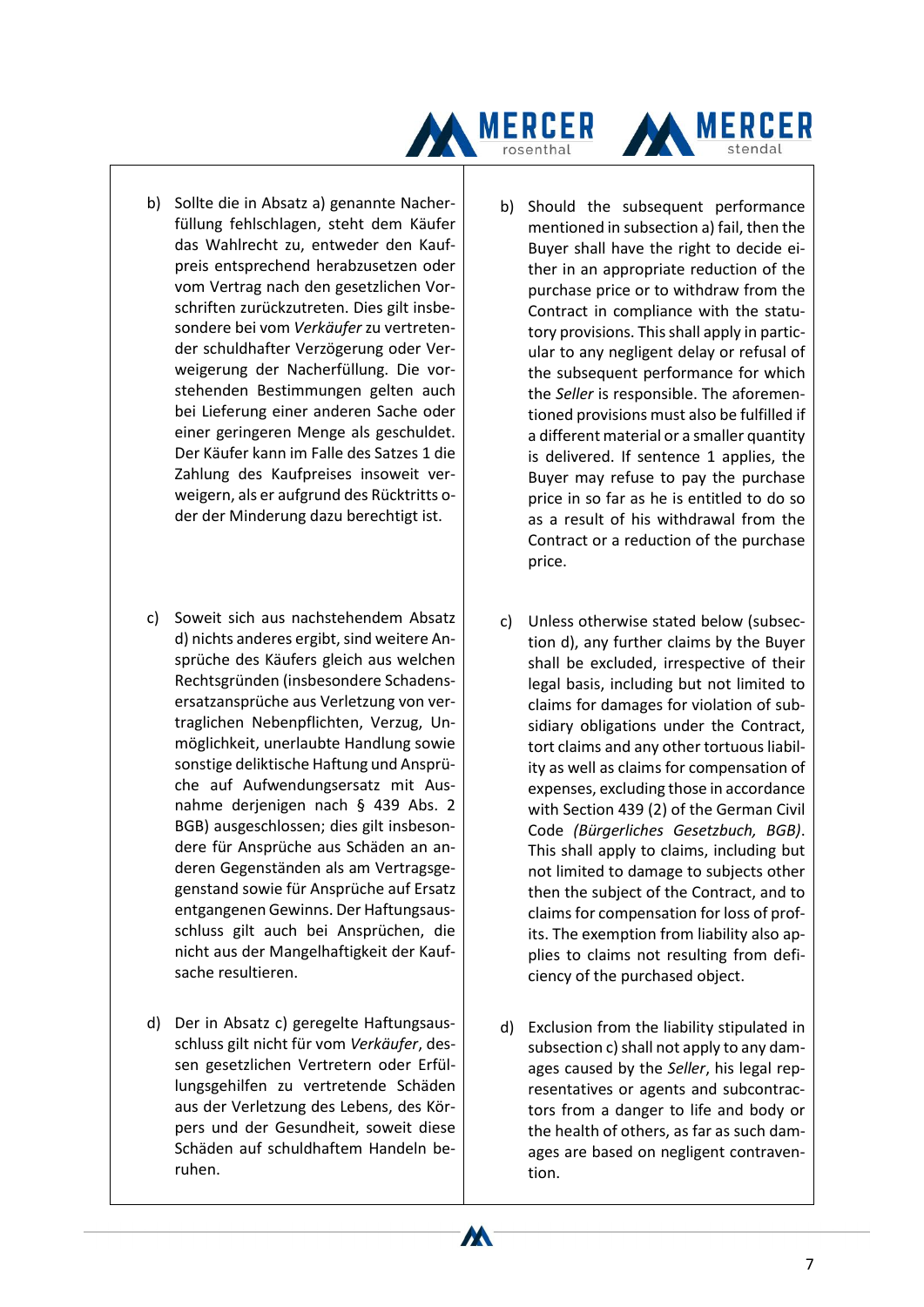b) Sollte die in Absatz a) genannte Nacherfüllung fehlschlagen, steht dem Käufer das Wahlrecht zu, entweder den Kaufpreis entsprechend herabzusetzen oder vom Vertrag nach den gesetzlichen Vorschriften zurückzutreten. Dies gilt insbesondere bei vom *Verkäufer* zu vertretender schuldhafter Verzögerung oder Verweigerung der Nacherfüllung. Die vorstehenden Bestimmungen gelten auch bei Lieferung einer anderen Sache oder einer geringeren Menge als geschuldet. Der Käufer kann im Falle des Satzes 1 die Zahlung des Kaufpreises insoweit verweigern, als er aufgrund des Rücktritts oder der Minderung dazu berechtigt ist.

b) Should the subsequent performance mentioned in subsection a) fail, then the Buyer shall have the right to decide either in an appropriate reduction of the purchase price or to withdraw from the Contract in compliance with the statutory provisions. This shall apply in particular to any negligent delay or refusal of the subsequent performance for which the *Seller* is responsible. The aforementioned provisions must also be fulfilled if a different material or a smaller quantity is delivered. If sentence 1 applies, the Buyer may refuse to pay the purchase price in so far as he is entitled to do so as a result of his withdrawal from the Contract or a reduction of the purchase price.

c) Soweit sich aus nachstehendem Absatz d) nichts anderes ergibt, sind weitere Ansprüche des Käufers gleich aus welchen Rechtsgründen (insbesondere Schadensersatzansprüche aus Verletzung von vertraglichen Nebenpflichten, Verzug, Unmöglichkeit, unerlaubte Handlung sowie sonstige deliktische Haftung und Ansprüche auf Aufwendungsersatz mit Ausnahme derjenigen nach § 439 Abs. 2 BGB) ausgeschlossen; dies gilt insbesondere für Ansprüche aus Schäden an anderen Gegenständen als am Vertragsgegenstand sowie für Ansprüche auf Ersatz entgangenen Gewinns. Der Haftungsausschluss gilt auch bei Ansprüchen, die nicht aus der Mangelhaftigkeit der Kaufsache resultieren.

c) Unless otherwise stated below (subsection d), any further claims by the Buyer shall be excluded, irrespective of their legal basis, including but not limited to claims for damages for violation of subsidiary obligations under the Contract, tort claims and any other tortuous liability as well as claims for compensation of expenses, excluding those in accordance with Section 439 (2) of the German Civil Code *(Bürgerliches Gesetzbuch, BGB)*. This shall apply to claims, including but not limited to damage to subjects other then the subject of the Contract, and to claims for compensation for loss of profits. The exemption from liability also applies to claims not resulting from deficiency of the purchased object.

d) Der in Absatz c) geregelte Haftungsausschluss gilt nicht für vom *Verkäufer*, dessen gesetzlichen Vertretern oder Erfüllungsgehilfen zu vertretende Schäden aus der Verletzung des Lebens, des Körpers und der Gesundheit, soweit diese Schäden auf schuldhaftem Handeln beruhen.

d) Exclusion from the liability stipulated in subsection c) shall not apply to any damages caused by the *Seller*, his legal representatives or agents and subcontractors from a danger to life and body or the health of others, as far as such damages are based on negligent contravention.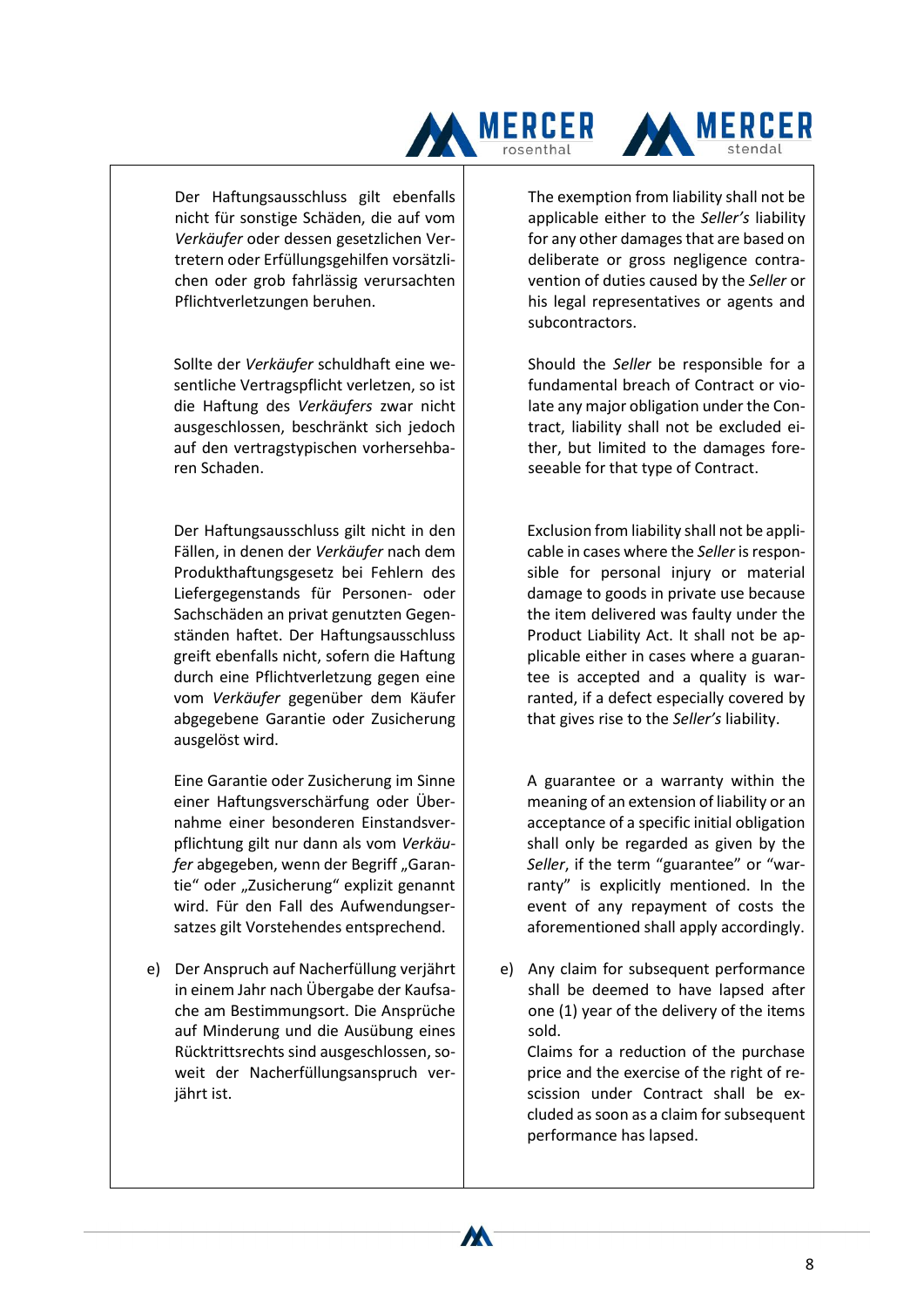| | |
|---|---|
| Der Haftungsausschluss gilt ebenfalls nicht für sonstige Schäden, die auf vom *Verkäufer* oder dessen gesetzlichen Vertretern oder Erfüllungsgehilfen vorsätzlichen oder grob fahrlässig verursachten Pflichtverletzungen beruhen. | The exemption from liability shall not be applicable either to the *Seller's* liability for any other damages that are based on deliberate or gross negligence contravention of duties caused by the *Seller* or his legal representatives or agents and subcontractors. |
| Sollte der *Verkäufer* schuldhaft eine wesentliche Vertragspflicht verletzen, so ist die Haftung des *Verkäufers* zwar nicht ausgeschlossen, beschränkt sich jedoch auf den vertragstypischen vorhersehbaren Schaden. | Should the *Seller* be responsible for a fundamental breach of Contract or violate any major obligation under the Contract, liability shall not be excluded either, but limited to the damages foreseeable for that type of Contract. |
| Der Haftungsausschluss gilt nicht in den Fällen, in denen der *Verkäufer* nach dem Produkthaftungsgesetz bei Fehlern des Liefergegenstands für Personen- oder Sachschäden an privat genutzten Gegenständen haftet. Der Haftungsausschluss greift ebenfalls nicht, sofern die Haftung durch eine Pflichtverletzung gegen eine vom *Verkäufer* gegenüber dem Käufer abgegebene Garantie oder Zusicherung ausgelöst wird. | Exclusion from liability shall not be applicable in cases where the *Seller* is responsible for personal injury or material damage to goods in private use because the item delivered was faulty under the Product Liability Act. It shall not be applicable either in cases where a guarantee is accepted and a quality is warranted, if a defect especially covered by that gives rise to the *Seller's* liability. |
| Eine Garantie oder Zusicherung im Sinne einer Haftungsverschärfung oder Übernahme einer besonderen Einstandsverpflichtung gilt nur dann als vom *Verkäufer* abgegeben, wenn der Begriff „Garantie" oder „Zusicherung" explizit genannt wird. Für den Fall des Aufwendungsersatzes gilt Vorstehendes entsprechend. | A guarantee or a warranty within the meaning of an extension of liability or an acceptance of a specific initial obligation shall only be regarded as given by the *Seller*, if the term "guarantee" or "warranty" is explicitly mentioned. In the event of any repayment of costs the aforementioned shall apply accordingly. |
| e) Der Anspruch auf Nacherfüllung verjährt in einem Jahr nach Übergabe der Kaufsache am Bestimmungsort. Die Ansprüche auf Minderung und die Ausübung eines Rücktrittsrechts sind ausgeschlossen, soweit der Nacherfüllungsanspruch verjährt ist. | e) Any claim for subsequent performance shall be deemed to have lapsed after one (1) year of the delivery of the items sold.<br>Claims for a reduction of the purchase price and the exercise of the right of rescission under Contract shall be excluded as soon as a claim for subsequent performance has lapsed. |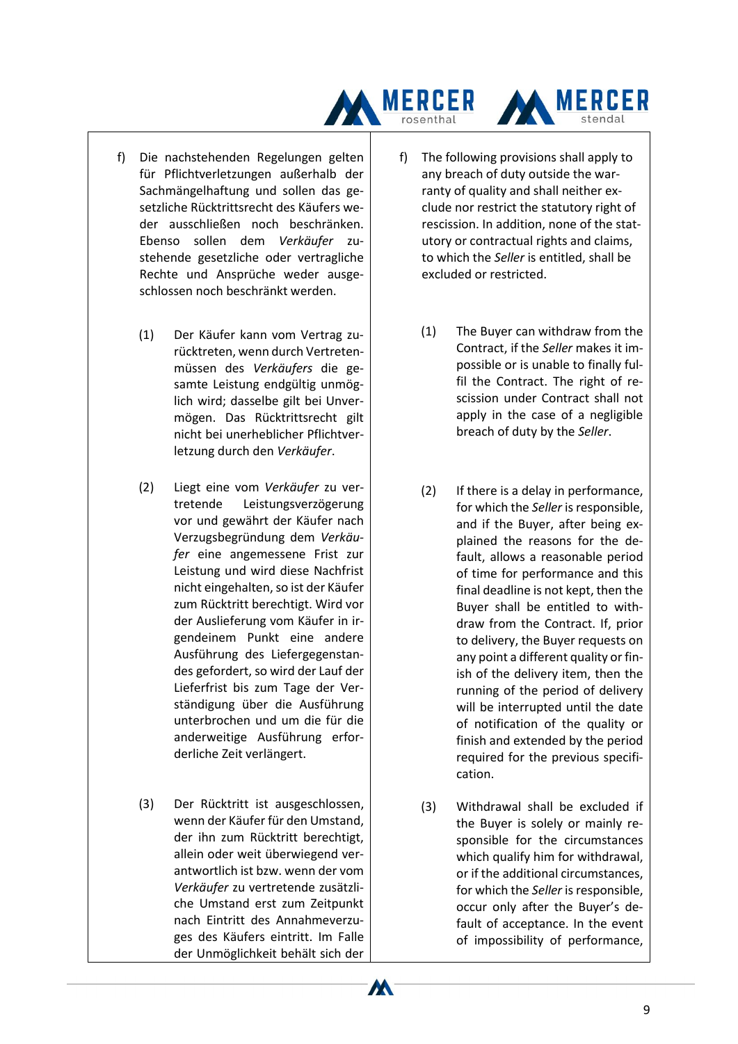f) Die nachstehenden Regelungen gelten für Pflichtverletzungen außerhalb der Sachmängelhaftung und sollen das gesetzliche Rücktrittsrecht des Käufers weder ausschließen noch beschränken. Ebenso sollen dem *Verkäufer* zustehende gesetzliche oder vertragliche Rechte und Ansprüche weder ausgeschlossen noch beschränkt werden.

(1) Der Käufer kann vom Vertrag zurücktreten, wenn durch Vertretenmüssen des *Verkäufers* die gesamte Leistung endgültig unmöglich wird; dasselbe gilt bei Unvermögen. Das Rücktrittsrecht gilt nicht bei unerheblicher Pflichtverletzung durch den *Verkäufer*.

(2) Liegt eine vom *Verkäufer* zu vertretende Leistungsverzögerung vor und gewährt der Käufer nach Verzugsbegründung dem *Verkäufer* eine angemessene Frist zur Leistung und wird diese Nachfrist nicht eingehalten, so ist der Käufer zum Rücktritt berechtigt. Wird vor der Auslieferung vom Käufer in irgendeinem Punkt eine andere Ausführung des Liefergegenstandes gefordert, so wird der Lauf der Lieferfrist bis zum Tage der Verständigung über die Ausführung unterbrochen und um die für die anderweitige Ausführung erforderliche Zeit verlängert.

(3) Der Rücktritt ist ausgeschlossen, wenn der Käufer für den Umstand, der ihn zum Rücktritt berechtigt, allein oder weit überwiegend verantwortlich ist bzw. wenn der vom *Verkäufer* zu vertretende zusätzliche Umstand erst zum Zeitpunkt nach Eintritt des Annahmeverzuges des Käufers eintritt. Im Falle der Unmöglichkeit behält sich der

f) The following provisions shall apply to any breach of duty outside the warranty of quality and shall neither exclude nor restrict the statutory right of rescission. In addition, none of the statutory or contractual rights and claims, to which the *Seller* is entitled, shall be excluded or restricted.

(1) The Buyer can withdraw from the Contract, if the *Seller* makes it impossible or is unable to finally fulfil the Contract. The right of rescission under Contract shall not apply in the case of a negligible breach of duty by the *Seller*.

(2) If there is a delay in performance, for which the *Seller* is responsible, and if the Buyer, after being explained the reasons for the default, allows a reasonable period of time for performance and this final deadline is not kept, then the Buyer shall be entitled to withdraw from the Contract. If, prior to delivery, the Buyer requests on any point a different quality or finish of the delivery item, then the running of the period of delivery will be interrupted until the date of notification of the quality or finish and extended by the period required for the previous specification.

(3) Withdrawal shall be excluded if the Buyer is solely or mainly responsible for the circumstances which qualify him for withdrawal, or if the additional circumstances, for which the *Seller* is responsible, occur only after the Buyer's default of acceptance. In the event of impossibility of performance,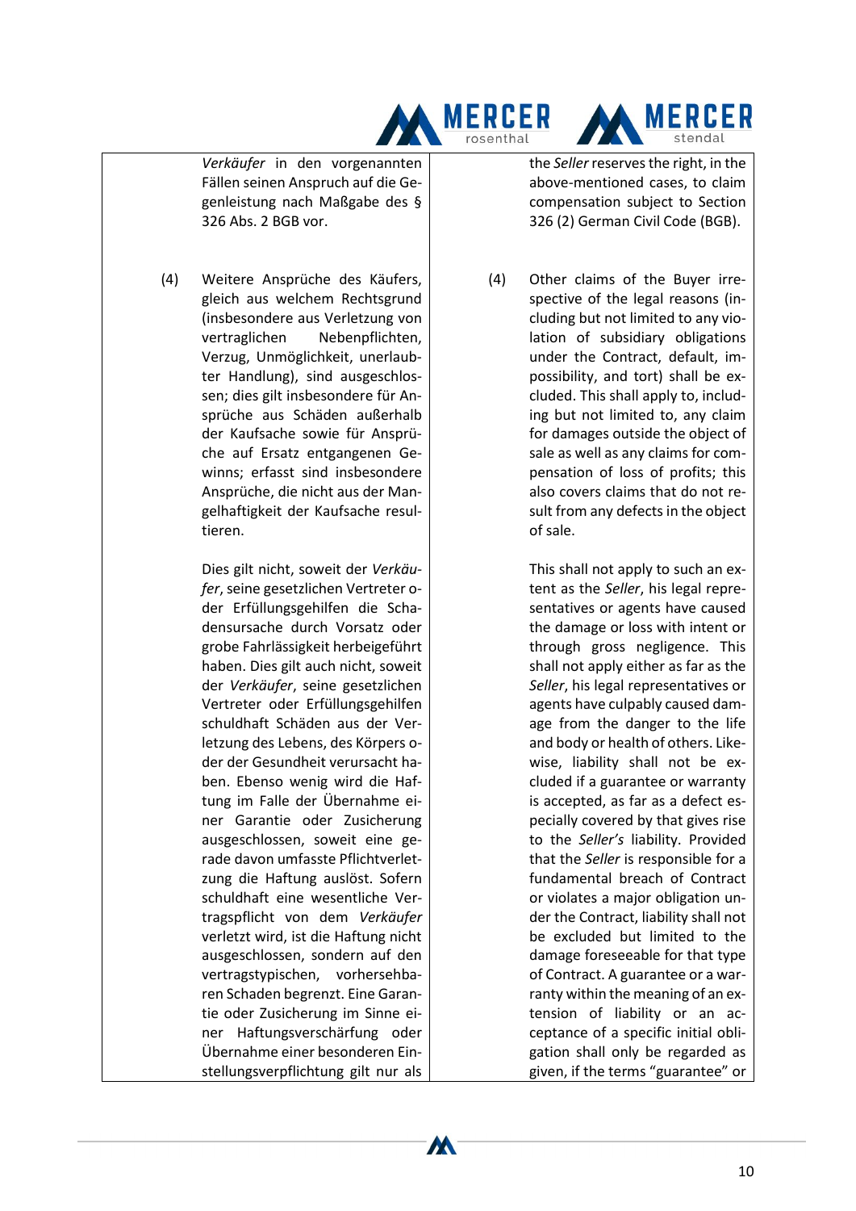| | |
|---|---|
| *Verkäufer* in den vorgenannten Fällen seinen Anspruch auf die Gegenleistung nach Maßgabe des § 326 Abs. 2 BGB vor. | the *Seller* reserves the right, in the above-mentioned cases, to claim compensation subject to Section 326 (2) German Civil Code (BGB). |
| (4) Weitere Ansprüche des Käufers, gleich aus welchem Rechtsgrund (insbesondere aus Verletzung von vertraglichen Nebenpflichten, Verzug, Unmöglichkeit, unerlaubter Handlung), sind ausgeschlossen; dies gilt insbesondere für Ansprüche aus Schäden außerhalb der Kaufsache sowie für Ansprüche auf Ersatz entgangenen Gewinns; erfasst sind insbesondere Ansprüche, die nicht aus der Mangelhaftigkeit der Kaufsache resultieren. | (4) Other claims of the Buyer irrespective of the legal reasons (including but not limited to any violation of subsidiary obligations under the Contract, default, impossibility, and tort) shall be excluded. This shall apply to, including but not limited to, any claim for damages outside the object of sale as well as any claims for compensation of loss of profits; this also covers claims that do not result from any defects in the object of sale. |
| Dies gilt nicht, soweit der *Verkäufer*, seine gesetzlichen Vertreter oder Erfüllungsgehilfen die Schadensursache durch Vorsatz oder grobe Fahrlässigkeit herbeigeführt haben. Dies gilt auch nicht, soweit der *Verkäufer*, seine gesetzlichen Vertreter oder Erfüllungsgehilfen schuldhaft Schäden aus der Verletzung des Lebens, des Körpers oder der Gesundheit verursacht haben. Ebenso wenig wird die Haftung im Falle der Übernahme einer Garantie oder Zusicherung ausgeschlossen, soweit eine gerade davon umfasste Pflichtverletzung die Haftung auslöst. Sofern schuldhaft eine wesentliche Vertragspflicht von dem *Verkäufer* verletzt wird, ist die Haftung nicht ausgeschlossen, sondern auf den vertragstypischen, vorhersehbaren Schaden begrenzt. Eine Garantie oder Zusicherung im Sinne einer Haftungsverschärfung oder Übernahme einer besonderen Einstellungsverpflichtung gilt nur als | This shall not apply to such an extent as the *Seller*, his legal representatives or agents have caused the damage or loss with intent or through gross negligence. This shall not apply either as far as the *Seller*, his legal representatives or agents have culpably caused damage from the danger to the life and body or health of others. Likewise, liability shall not be excluded if a guarantee or warranty is accepted, as far as a defect especially covered by that gives rise to the *Seller's* liability. Provided that the *Seller* is responsible for a fundamental breach of Contract or violates a major obligation under the Contract, liability shall not be excluded but limited to the damage foreseeable for that type of Contract. A guarantee or a warranty within the meaning of an extension of liability or an acceptance of a specific initial obligation shall only be regarded as given, if the terms "guarantee" or |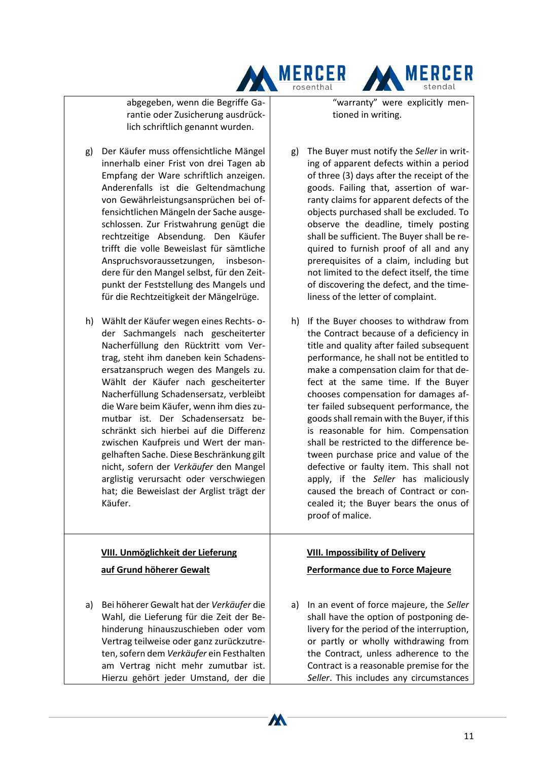abgegeben, wenn die Begriffe Garantie oder Zusicherung ausdrücklich schriftlich genannt wurden.

"warranty" were explicitly mentioned in writing.

g) Der Käufer muss offensichtliche Mängel innerhalb einer Frist von drei Tagen ab Empfang der Ware schriftlich anzeigen. Anderenfalls ist die Geltendmachung von Gewährleistungsansprüchen bei offensichtlichen Mängeln der Sache ausgeschlossen. Zur Fristwahrung genügt die rechtzeitige Absendung. Den Käufer trifft die volle Beweislast für sämtliche Anspruchsvoraussetzungen, insbesondere für den Mangel selbst, für den Zeitpunkt der Feststellung des Mangels und für die Rechtzeitigkeit der Mängelrüge.

g) The Buyer must notify the *Seller* in writing of apparent defects within a period of three (3) days after the receipt of the goods. Failing that, assertion of warranty claims for apparent defects of the objects purchased shall be excluded. To observe the deadline, timely posting shall be sufficient. The Buyer shall be required to furnish proof of all and any prerequisites of a claim, including but not limited to the defect itself, the time of discovering the defect, and the timeliness of the letter of complaint.

h) Wählt der Käufer wegen eines Rechts- oder Sachmangels nach gescheiterter Nacherfüllung den Rücktritt vom Vertrag, steht ihm daneben kein Schadensersatzanspruch wegen des Mangels zu. Wählt der Käufer nach gescheiterter Nacherfüllung Schadensersatz, verbleibt die Ware beim Käufer, wenn ihm dies zumutbar ist. Der Schadensersatz beschränkt sich hierbei auf die Differenz zwischen Kaufpreis und Wert der mangelhaften Sache. Diese Beschränkung gilt nicht, sofern der *Verkäufer* den Mangel arglistig verursacht oder verschwiegen hat; die Beweislast der Arglist trägt der Käufer.

h) If the Buyer chooses to withdraw from the Contract because of a deficiency in title and quality after failed subsequent performance, he shall not be entitled to make a compensation claim for that defect at the same time. If the Buyer chooses compensation for damages after failed subsequent performance, the goods shall remain with the Buyer, if this is reasonable for him. Compensation shall be restricted to the difference between purchase price and value of the defective or faulty item. This shall not apply, if the *Seller* has maliciously caused the breach of Contract or concealed it; the Buyer bears the onus of proof of malice.

## VIII. Unmöglichkeit der Lieferung auf Grund höherer Gewalt

## VIII. Impossibility of Delivery Performance due to Force Majeure

a) Bei höherer Gewalt hat der *Verkäufer* die Wahl, die Lieferung für die Zeit der Behinderung hinauszuschieben oder vom Vertrag teilweise oder ganz zurückzutreten, sofern dem *Verkäufer* ein Festhalten am Vertrag nicht mehr zumutbar ist. Hierzu gehört jeder Umstand, der die

a) In an event of force majeure, the *Seller* shall have the option of postponing delivery for the period of the interruption, or partly or wholly withdrawing from the Contract, unless adherence to the Contract is a reasonable premise for the *Seller*. This includes any circumstances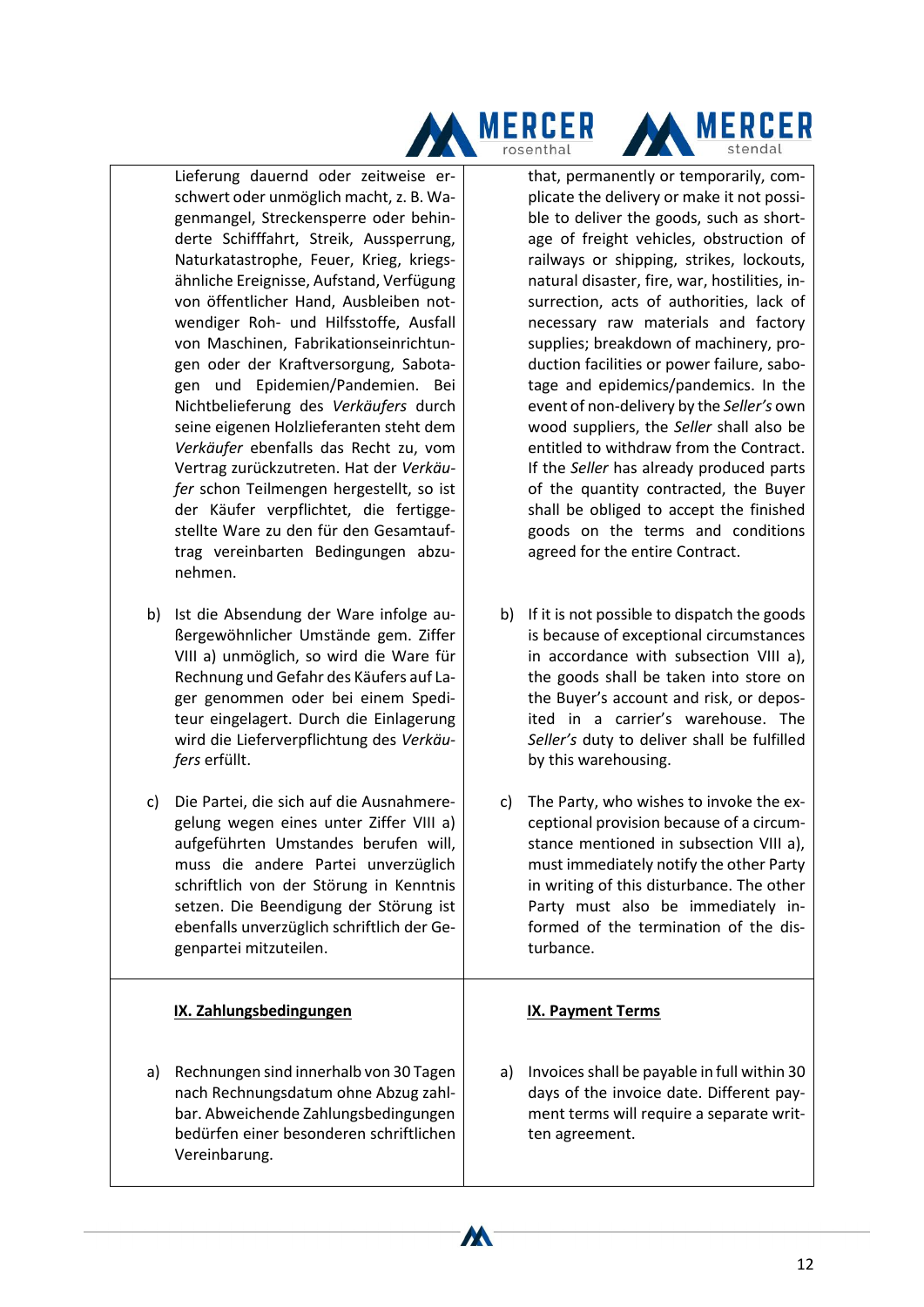| | |
|---|---|
| Lieferung dauernd oder zeitweise erschwert oder unmöglich macht, z. B. Wagenmangel, Streckensperre oder behinderte Schifffahrt, Streik, Aussperrung, Naturkatastrophe, Feuer, Krieg, kriegsähnliche Ereignisse, Aufstand, Verfügung von öffentlicher Hand, Ausbleiben notwendiger Roh- und Hilfsstoffe, Ausfall von Maschinen, Fabrikationseinrichtungen oder der Kraftversorgung, Sabotagen und Epidemien/Pandemien. Bei Nichtbelieferung des *Verkäufers* durch seine eigenen Holzlieferanten steht dem *Verkäufer* ebenfalls das Recht zu, vom Vertrag zurückzutreten. Hat der *Verkäufer* schon Teilmengen hergestellt, so ist der Käufer verpflichtet, die fertiggestellte Ware zu den für den Gesamtauftrag vereinbarten Bedingungen abzunehmen. | that, permanently or temporarily, complicate the delivery or make it not possible to deliver the goods, such as shortage of freight vehicles, obstruction of railways or shipping, strikes, lockouts, natural disaster, fire, war, hostilities, insurrection, acts of authorities, lack of necessary raw materials and factory supplies; breakdown of machinery, production facilities or power failure, sabotage and epidemics/pandemics. In the event of non-delivery by the *Seller's* own wood suppliers, the *Seller* shall also be entitled to withdraw from the Contract. If the *Seller* has already produced parts of the quantity contracted, the Buyer shall be obliged to accept the finished goods on the terms and conditions agreed for the entire Contract. |
| b) Ist die Absendung der Ware infolge außergewöhnlicher Umstände gem. Ziffer VIII a) unmöglich, so wird die Ware für Rechnung und Gefahr des Käufers auf Lager genommen oder bei einem Spediteur eingelagert. Durch die Einlagerung wird die Lieferverpflichtung des *Verkäufers* erfüllt. | b) If it is not possible to dispatch the goods is because of exceptional circumstances in accordance with subsection VIII a), the goods shall be taken into store on the Buyer's account and risk, or deposited in a carrier's warehouse. The *Seller's* duty to deliver shall be fulfilled by this warehousing. |
| c) Die Partei, die sich auf die Ausnahmeregelung wegen eines unter Ziffer VIII a) aufgeführten Umstandes berufen will, muss die andere Partei unverzüglich schriftlich von der Störung in Kenntnis setzen. Die Beendigung der Störung ist ebenfalls unverzüglich schriftlich der Gegenpartei mitzuteilen. | c) The Party, who wishes to invoke the exceptional provision because of a circumstance mentioned in subsection VIII a), must immediately notify the other Party in writing of this disturbance. The other Party must also be immediately informed of the termination of the disturbance. |
| **IX. Zahlungsbedingungen** | **IX. Payment Terms** |
| a) Rechnungen sind innerhalb von 30 Tagen nach Rechnungsdatum ohne Abzug zahlbar. Abweichende Zahlungsbedingungen bedürfen einer besonderen schriftlichen Vereinbarung. | a) Invoices shall be payable in full within 30 days of the invoice date. Different payment terms will require a separate written agreement. |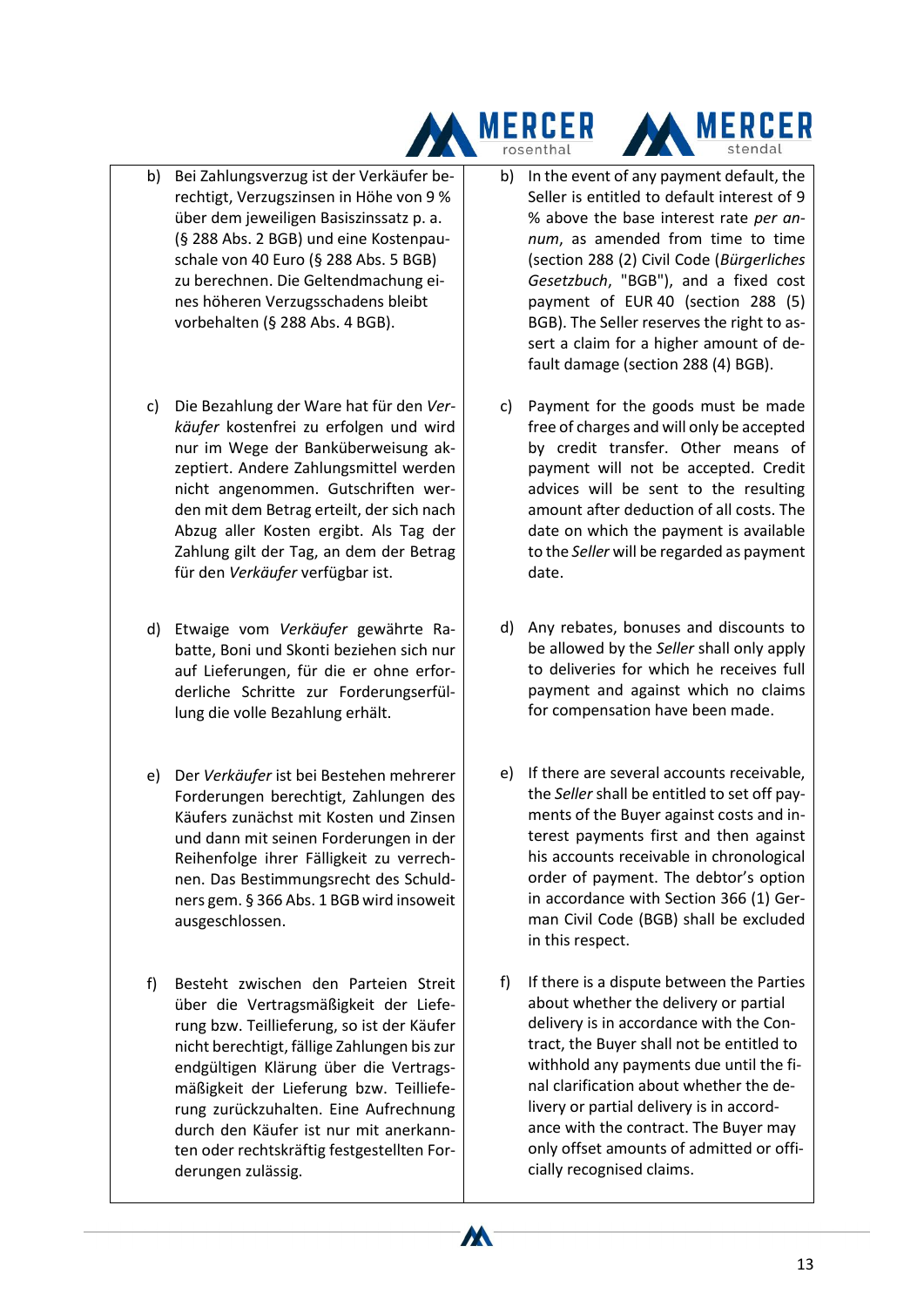| | |
|---|---|
| b) Bei Zahlungsverzug ist der Verkäufer berechtigt, Verzugszinsen in Höhe von 9 % über dem jeweiligen Basiszinssatz p. a. (§ 288 Abs. 2 BGB) und eine Kostenpauschale von 40 Euro (§ 288 Abs. 5 BGB) zu berechnen. Die Geltendmachung eines höheren Verzugsschadens bleibt vorbehalten (§ 288 Abs. 4 BGB). | b) In the event of any payment default, the Seller is entitled to default interest of 9 % above the base interest rate *per annum*, as amended from time to time (section 288 (2) Civil Code (*Bürgerliches Gesetzbuch*, "BGB"), and a fixed cost payment of EUR 40 (section 288 (5) BGB). The Seller reserves the right to assert a claim for a higher amount of default damage (section 288 (4) BGB). |
| c) Die Bezahlung der Ware hat für den *Verkäufer* kostenfrei zu erfolgen und wird nur im Wege der Banküberweisung akzeptiert. Andere Zahlungsmittel werden nicht angenommen. Gutschriften werden mit dem Betrag erteilt, der sich nach Abzug aller Kosten ergibt. Als Tag der Zahlung gilt der Tag, an dem der Betrag für den *Verkäufer* verfügbar ist. | c) Payment for the goods must be made free of charges and will only be accepted by credit transfer. Other means of payment will not be accepted. Credit advices will be sent to the resulting amount after deduction of all costs. The date on which the payment is available to the *Seller* will be regarded as payment date. |
| d) Etwaige vom *Verkäufer* gewährte Rabatte, Boni und Skonti beziehen sich nur auf Lieferungen, für die er ohne erforderliche Schritte zur Forderungserfüllung die volle Bezahlung erhält. | d) Any rebates, bonuses and discounts to be allowed by the *Seller* shall only apply to deliveries for which he receives full payment and against which no claims for compensation have been made. |
| e) Der *Verkäufer* ist bei Bestehen mehrerer Forderungen berechtigt, Zahlungen des Käufers zunächst mit Kosten und Zinsen und dann mit seinen Forderungen in der Reihenfolge ihrer Fälligkeit zu verrechnen. Das Bestimmungsrecht des Schuldners gem. § 366 Abs. 1 BGB wird insoweit ausgeschlossen. | e) If there are several accounts receivable, the *Seller* shall be entitled to set off payments of the Buyer against costs and interest payments first and then against his accounts receivable in chronological order of payment. The debtor's option in accordance with Section 366 (1) German Civil Code (BGB) shall be excluded in this respect. |
| f) Besteht zwischen den Parteien Streit über die Vertragsmäßigkeit der Lieferung bzw. Teillieferung, so ist der Käufer nicht berechtigt, fällige Zahlungen bis zur endgültigen Klärung über die Vertragsmäßigkeit der Lieferung bzw. Teillieferung zurückzuhalten. Eine Aufrechnung durch den Käufer ist nur mit anerkannten oder rechtskräftig festgestellten Forderungen zulässig. | f) If there is a dispute between the Parties about whether the delivery or partial delivery is in accordance with the Contract, the Buyer shall not be entitled to withhold any payments due until the final clarification about whether the delivery or partial delivery is in accordance with the contract. The Buyer may only offset amounts of admitted or officially recognised claims. |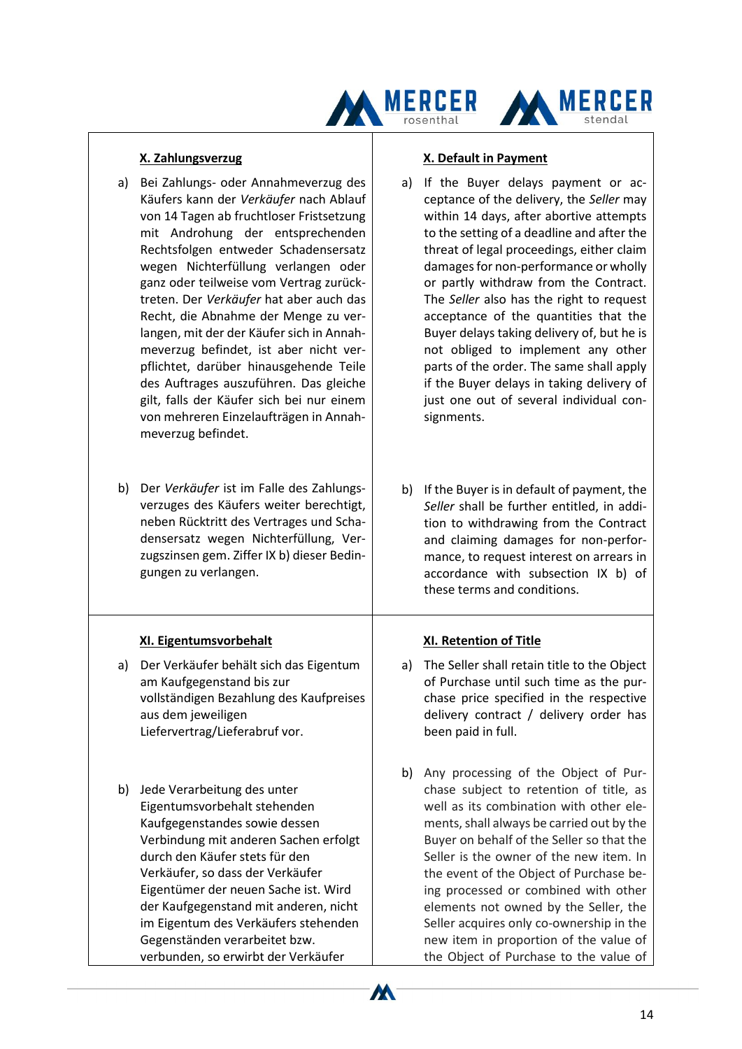### X. Zahlungsverzug

a) Bei Zahlungs- oder Annahmeverzug des Käufers kann der *Verkäufer* nach Ablauf von 14 Tagen ab fruchtloser Fristsetzung mit Androhung der entsprechenden Rechtsfolgen entweder Schadensersatz wegen Nichterfüllung verlangen oder ganz oder teilweise vom Vertrag zurücktreten. Der *Verkäufer* hat aber auch das Recht, die Abnahme der Menge zu verlangen, mit der der Käufer sich in Annahmeverzug befindet, ist aber nicht verpflichtet, darüber hinausgehende Teile des Auftrages auszuführen. Das gleiche gilt, falls der Käufer sich bei nur einem von mehreren Einzelaufträgen in Annahmeverzug befindet.

b) Der *Verkäufer* ist im Falle des Zahlungsverzuges des Käufers weiter berechtigt, neben Rücktritt des Vertrages und Schadensersatz wegen Nichterfüllung, Verzugszinsen gem. Ziffer IX b) dieser Bedingungen zu verlangen.

### X. Default in Payment

a) If the Buyer delays payment or acceptance of the delivery, the *Seller* may within 14 days, after abortive attempts to the setting of a deadline and after the threat of legal proceedings, either claim damages for non-performance or wholly or partly withdraw from the Contract. The *Seller* also has the right to request acceptance of the quantities that the Buyer delays taking delivery of, but he is not obliged to implement any other parts of the order. The same shall apply if the Buyer delays in taking delivery of just one out of several individual consignments.

b) If the Buyer is in default of payment, the *Seller* shall be further entitled, in addition to withdrawing from the Contract and claiming damages for non-performance, to request interest on arrears in accordance with subsection IX b) of these terms and conditions.

### XI. Eigentumsvorbehalt

a) Der Verkäufer behält sich das Eigentum am Kaufgegenstand bis zur vollständigen Bezahlung des Kaufpreises aus dem jeweiligen Liefervertrag/Lieferabruf vor.

b) Jede Verarbeitung des unter Eigentumsvorbehalt stehenden Kaufgegenstandes sowie dessen Verbindung mit anderen Sachen erfolgt durch den Käufer stets für den Verkäufer, so dass der Verkäufer Eigentümer der neuen Sache ist. Wird der Kaufgegenstand mit anderen, nicht im Eigentum des Verkäufers stehenden Gegenständen verarbeitet bzw. verbunden, so erwirbt der Verkäufer

### XI. Retention of Title

a) The Seller shall retain title to the Object of Purchase until such time as the purchase price specified in the respective delivery contract / delivery order has been paid in full.

b) Any processing of the Object of Purchase subject to retention of title, as well as its combination with other elements, shall always be carried out by the Buyer on behalf of the Seller so that the Seller is the owner of the new item. In the event of the Object of Purchase being processed or combined with other elements not owned by the Seller, the Seller acquires only co-ownership in the new item in proportion of the value of the Object of Purchase to the value of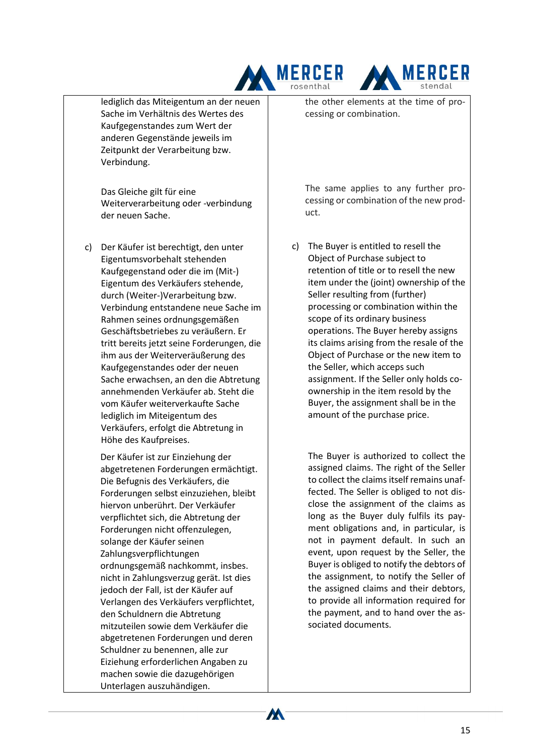lediglich das Miteigentum an der neuen Sache im Verhältnis des Wertes des Kaufgegenstandes zum Wert der anderen Gegenstände jeweils im Zeitpunkt der Verarbeitung bzw. Verbindung.

Das Gleiche gilt für eine Weiterverarbeitung oder -verbindung der neuen Sache.

c) Der Käufer ist berechtigt, den unter Eigentumsvorbehalt stehenden Kaufgegenstand oder die im (Mit-) Eigentum des Verkäufers stehende, durch (Weiter-)Verarbeitung bzw. Verbindung entstandene neue Sache im Rahmen seines ordnungsgemäßen Geschäftsbetriebes zu veräußern. Er tritt bereits jetzt seine Forderungen, die ihm aus der Weiterveräußerung des Kaufgegenstandes oder der neuen Sache erwachsen, an den die Abtretung annehmenden Verkäufer ab. Steht die vom Käufer weiterverkaufte Sache lediglich im Miteigentum des Verkäufers, erfolgt die Abtretung in Höhe des Kaufpreises.

Der Käufer ist zur Einziehung der abgetretenen Forderungen ermächtigt. Die Befugnis des Verkäufers, die Forderungen selbst einzuziehen, bleibt hiervon unberührt. Der Verkäufer verpflichtet sich, die Abtretung der Forderungen nicht offenzulegen, solange der Käufer seinen Zahlungsverpflichtungen ordnungsgemäß nachkommt, insbes. nicht in Zahlungsverzug gerät. Ist dies jedoch der Fall, ist der Käufer auf Verlangen des Verkäufers verpflichtet, den Schuldnern die Abtretung mitzuteilen sowie dem Verkäufer die abgetretenen Forderungen und deren Schuldner zu benennen, alle zur Eiziehung erforderlichen Angaben zu machen sowie die dazugehörigen Unterlagen auszuhändigen.

---

the other elements at the time of processing or combination.

The same applies to any further processing or combination of the new product.

c) The Buyer is entitled to resell the Object of Purchase subject to retention of title or to resell the new item under the (joint) ownership of the Seller resulting from (further) processing or combination within the scope of its ordinary business operations. The Buyer hereby assigns its claims arising from the resale of the Object of Purchase or the new item to the Seller, which acceps such assignment. If the Seller only holds co-ownership in the item resold by the Buyer, the assignment shall be in the amount of the purchase price.

The Buyer is authorized to collect the assigned claims. The right of the Seller to collect the claims itself remains unaffected. The Seller is obliged to not disclose the assignment of the claims as long as the Buyer duly fulfils its payment obligations and, in particular, is not in payment default. In such an event, upon request by the Seller, the Buyer is obliged to notify the debtors of the assignment, to notify the Seller of the assigned claims and their debtors, to provide all information required for the payment, and to hand over the associated documents.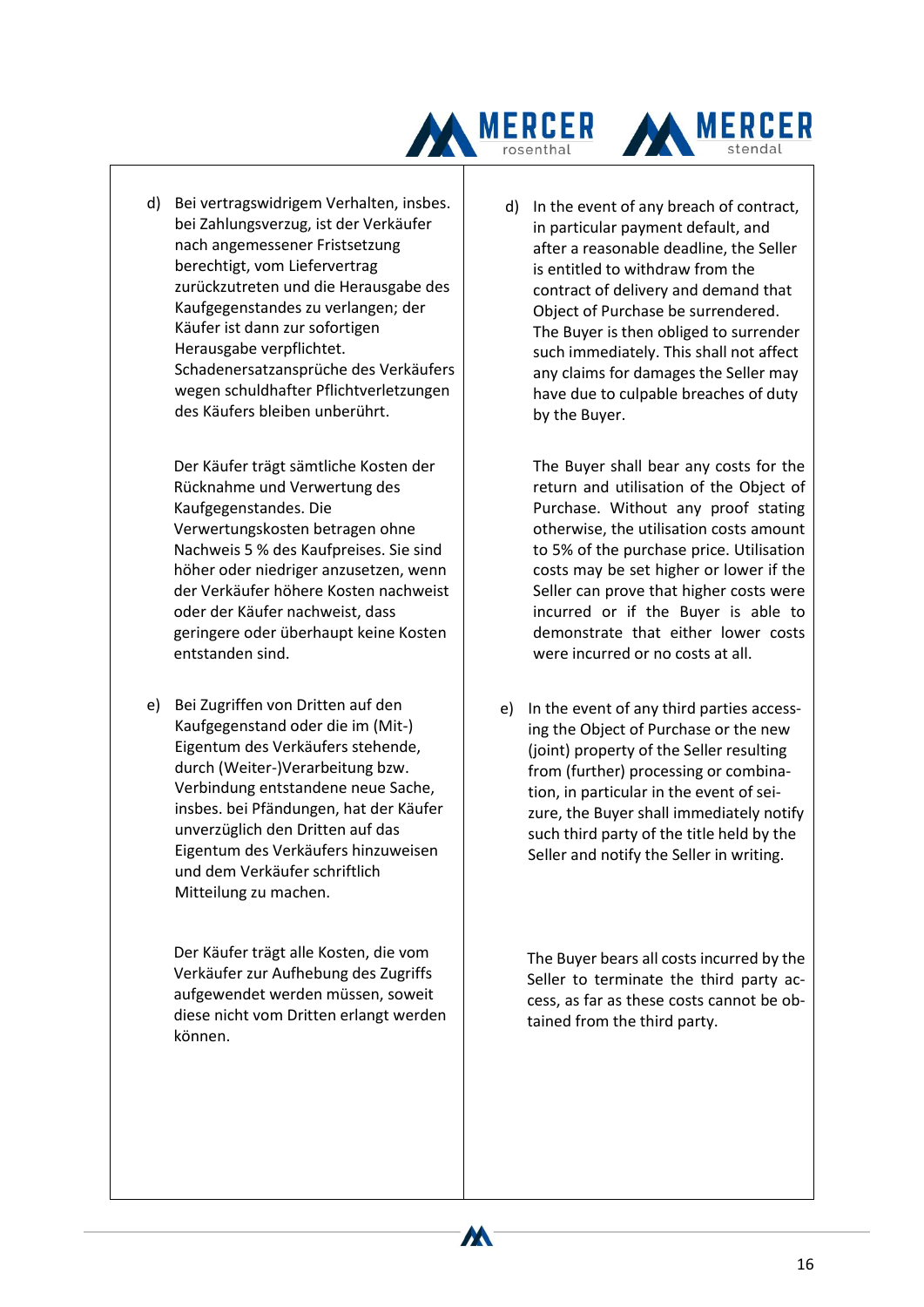d) Bei vertragswidrigem Verhalten, insbes. bei Zahlungsverzug, ist der Verkäufer nach angemessener Fristsetzung berechtigt, vom Liefervertrag zurückzutreten und die Herausgabe des Kaufgegenstandes zu verlangen; der Käufer ist dann zur sofortigen Herausgabe verpflichtet. Schadenersatzansprüche des Verkäufers wegen schuldhafter Pflichtverletzungen des Käufers bleiben unberührt.

   Der Käufer trägt sämtliche Kosten der Rücknahme und Verwertung des Kaufgegenstandes. Die Verwertungskosten betragen ohne Nachweis 5 % des Kaufpreises. Sie sind höher oder niedriger anzusetzen, wenn der Verkäufer höhere Kosten nachweist oder der Käufer nachweist, dass geringere oder überhaupt keine Kosten entstanden sind.

e) Bei Zugriffen von Dritten auf den Kaufgegenstand oder die im (Mit-) Eigentum des Verkäufers stehende, durch (Weiter-)Verarbeitung bzw. Verbindung entstandene neue Sache, insbes. bei Pfändungen, hat der Käufer unverzüglich den Dritten auf das Eigentum des Verkäufers hinzuweisen und dem Verkäufer schriftlich Mitteilung zu machen.

   Der Käufer trägt alle Kosten, die vom Verkäufer zur Aufhebung des Zugriffs aufgewendet werden müssen, soweit diese nicht vom Dritten erlangt werden können.

d) In the event of any breach of contract, in particular payment default, and after a reasonable deadline, the Seller is entitled to withdraw from the contract of delivery and demand that Object of Purchase be surrendered. The Buyer is then obliged to surrender such immediately. This shall not affect any claims for damages the Seller may have due to culpable breaches of duty by the Buyer.

   The Buyer shall bear any costs for the return and utilisation of the Object of Purchase. Without any proof stating otherwise, the utilisation costs amount to 5% of the purchase price. Utilisation costs may be set higher or lower if the Seller can prove that higher costs were incurred or if the Buyer is able to demonstrate that either lower costs were incurred or no costs at all.

e) In the event of any third parties accessing the Object of Purchase or the new (joint) property of the Seller resulting from (further) processing or combination, in particular in the event of seizure, the Buyer shall immediately notify such third party of the title held by the Seller and notify the Seller in writing.

   The Buyer bears all costs incurred by the Seller to terminate the third party access, as far as these costs cannot be obtained from the third party.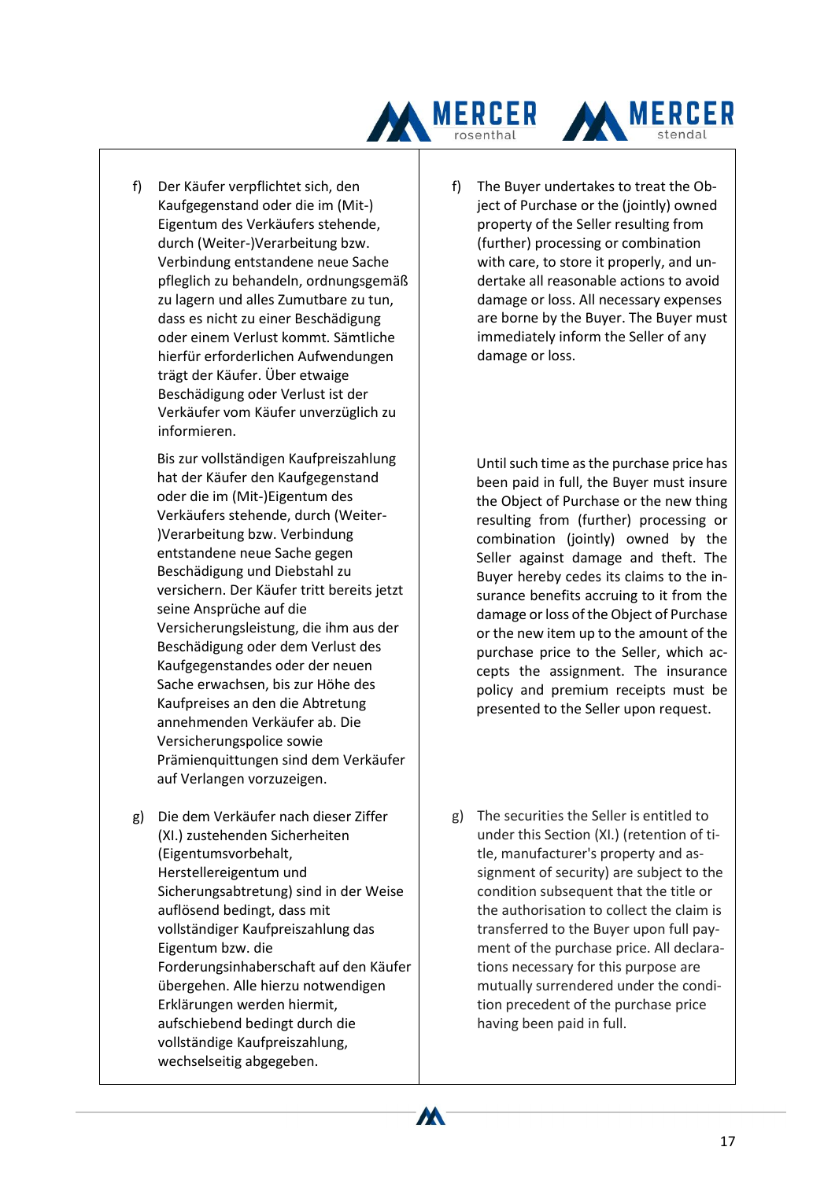f) Der Käufer verpflichtet sich, den Kaufgegenstand oder die im (Mit-) Eigentum des Verkäufers stehende, durch (Weiter-)Verarbeitung bzw. Verbindung entstandene neue Sache pfleglich zu behandeln, ordnungsgemäß zu lagern und alles Zumutbare zu tun, dass es nicht zu einer Beschädigung oder einem Verlust kommt. Sämtliche hierfür erforderlichen Aufwendungen trägt der Käufer. Über etwaige Beschädigung oder Verlust ist der Verkäufer vom Käufer unverzüglich zu informieren.

Bis zur vollständigen Kaufpreiszahlung hat der Käufer den Kaufgegenstand oder die im (Mit-)Eigentum des Verkäufers stehende, durch (Weiter-)Verarbeitung bzw. Verbindung entstandene neue Sache gegen Beschädigung und Diebstahl zu versichern. Der Käufer tritt bereits jetzt seine Ansprüche auf die Versicherungsleistung, die ihm aus der Beschädigung oder dem Verlust des Kaufgegenstandes oder der neuen Sache erwachsen, bis zur Höhe des Kaufpreises an den die Abtretung annehmenden Verkäufer ab. Die Versicherungspolice sowie Prämienquittungen sind dem Verkäufer auf Verlangen vorzuzeigen.

g) Die dem Verkäufer nach dieser Ziffer (XI.) zustehenden Sicherheiten (Eigentumsvorbehalt, Herstellereigentum und Sicherungsabtretung) sind in der Weise auflösend bedingt, dass mit vollständiger Kaufpreiszahlung das Eigentum bzw. die Forderungsinhaberschaft auf den Käufer übergehen. Alle hierzu notwendigen Erklärungen werden hiermit, aufschiebend bedingt durch die vollständige Kaufpreiszahlung, wechselseitig abgegeben.

f) The Buyer undertakes to treat the Object of Purchase or the (jointly) owned property of the Seller resulting from (further) processing or combination with care, to store it properly, and undertake all reasonable actions to avoid damage or loss. All necessary expenses are borne by the Buyer. The Buyer must immediately inform the Seller of any damage or loss.

Until such time as the purchase price has been paid in full, the Buyer must insure the Object of Purchase or the new thing resulting from (further) processing or combination (jointly) owned by the Seller against damage and theft. The Buyer hereby cedes its claims to the insurance benefits accruing to it from the damage or loss of the Object of Purchase or the new item up to the amount of the purchase price to the Seller, which accepts the assignment. The insurance policy and premium receipts must be presented to the Seller upon request.

g) The securities the Seller is entitled to under this Section (XI.) (retention of title, manufacturer's property and assignment of security) are subject to the condition subsequent that the title or the authorisation to collect the claim is transferred to the Buyer upon full payment of the purchase price. All declarations necessary for this purpose are mutually surrendered under the condition precedent of the purchase price having been paid in full.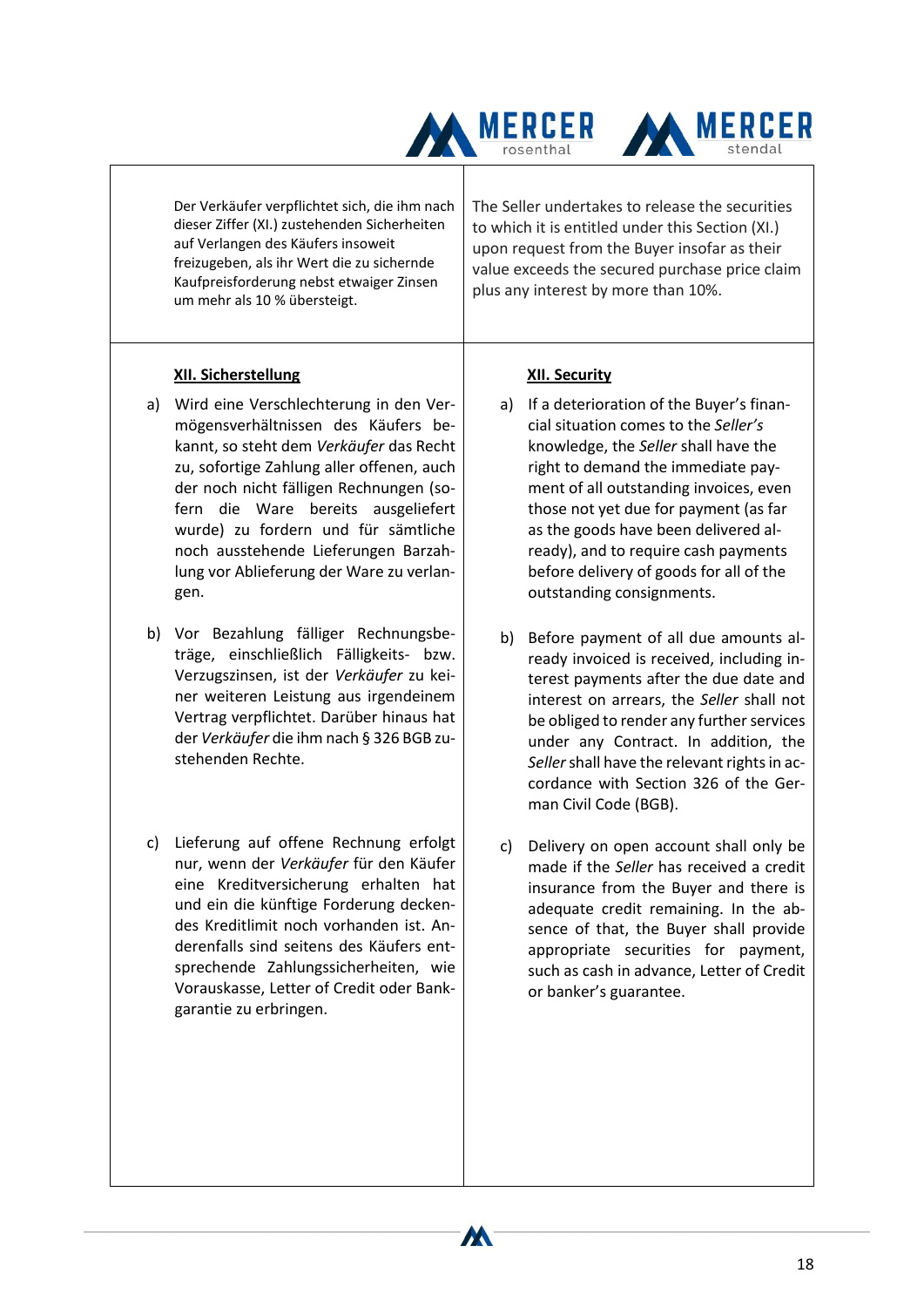Der Verkäufer verpflichtet sich, die ihm nach dieser Ziffer (XI.) zustehenden Sicherheiten auf Verlangen des Käufers insoweit freizugeben, als ihr Wert die zu sichernde Kaufpreisforderung nebst etwaiger Zinsen um mehr als 10 % übersteigt.

The Seller undertakes to release the securities to which it is entitled under this Section (XI.) upon request from the Buyer insofar as their value exceeds the secured purchase price claim plus any interest by more than 10%.

**XII. Sicherstellung**

a) Wird eine Verschlechterung in den Vermögensverhältnissen des Käufers bekannt, so steht dem *Verkäufer* das Recht zu, sofortige Zahlung aller offenen, auch der noch nicht fälligen Rechnungen (sofern die Ware bereits ausgeliefert wurde) zu fordern und für sämtliche noch ausstehende Lieferungen Barzahlung vor Ablieferung der Ware zu verlangen.

b) Vor Bezahlung fälliger Rechnungsbeträge, einschließlich Fälligkeits- bzw. Verzugszinsen, ist der *Verkäufer* zu keiner weiteren Leistung aus irgendeinem Vertrag verpflichtet. Darüber hinaus hat der *Verkäufer* die ihm nach § 326 BGB zustehenden Rechte.

c) Lieferung auf offene Rechnung erfolgt nur, wenn der *Verkäufer* für den Käufer eine Kreditversicherung erhalten hat und ein die künftige Forderung deckendes Kreditlimit noch vorhanden ist. Anderenfalls sind seitens des Käufers entsprechende Zahlungssicherheiten, wie Vorauskasse, Letter of Credit oder Bankgarantie zu erbringen.

**XII. Security**

a) If a deterioration of the Buyer's financial situation comes to the *Seller's* knowledge, the *Seller* shall have the right to demand the immediate payment of all outstanding invoices, even those not yet due for payment (as far as the goods have been delivered already), and to require cash payments before delivery of goods for all of the outstanding consignments.

b) Before payment of all due amounts already invoiced is received, including interest payments after the due date and interest on arrears, the *Seller* shall not be obliged to render any further services under any Contract. In addition, the *Seller* shall have the relevant rights in accordance with Section 326 of the German Civil Code (BGB).

c) Delivery on open account shall only be made if the *Seller* has received a credit insurance from the Buyer and there is adequate credit remaining. In the absence of that, the Buyer shall provide appropriate securities for payment, such as cash in advance, Letter of Credit or banker's guarantee.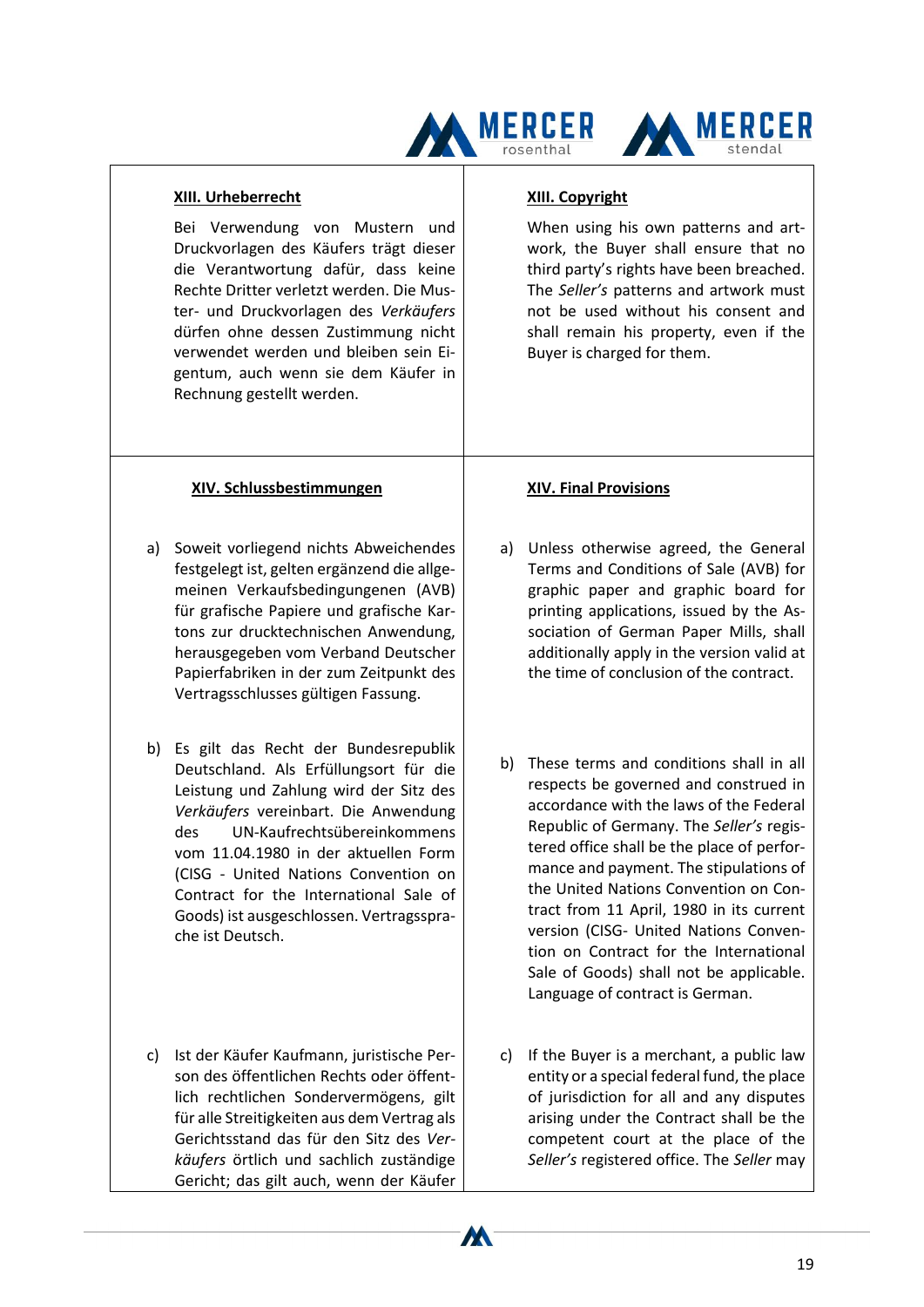| XIII. Urheberrecht | XIII. Copyright |
|---|---|
| Bei Verwendung von Mustern und Druckvorlagen des Käufers trägt dieser die Verantwortung dafür, dass keine Rechte Dritter verletzt werden. Die Muster- und Druckvorlagen des *Verkäufers* dürfen ohne dessen Zustimmung nicht verwendet werden und bleiben sein Eigentum, auch wenn sie dem Käufer in Rechnung gestellt werden. | When using his own patterns and artwork, the Buyer shall ensure that no third party's rights have been breached. The *Seller's* patterns and artwork must not be used without his consent and shall remain his property, even if the Buyer is charged for them. |
| **XIV. Schlussbestimmungen** | **XIV. Final Provisions** |
| a) Soweit vorliegend nichts Abweichendes festgelegt ist, gelten ergänzend die allgemeinen Verkaufsbedingungenen (AVB) für grafische Papiere und grafische Kartons zur drucktechnischen Anwendung, herausgegeben vom Verband Deutscher Papierfabriken in der zum Zeitpunkt des Vertragsschlusses gültigen Fassung. | a) Unless otherwise agreed, the General Terms and Conditions of Sale (AVB) for graphic paper and graphic board for printing applications, issued by the Association of German Paper Mills, shall additionally apply in the version valid at the time of conclusion of the contract. |
| b) Es gilt das Recht der Bundesrepublik Deutschland. Als Erfüllungsort für die Leistung und Zahlung wird der Sitz des *Verkäufers* vereinbart. Die Anwendung des UN-Kaufrechtsübereinkommens vom 11.04.1980 in der aktuellen Form (CISG - United Nations Convention on Contract for the International Sale of Goods) ist ausgeschlossen. Vertragssprache ist Deutsch. | b) These terms and conditions shall in all respects be governed and construed in accordance with the laws of the Federal Republic of Germany. The *Seller's* registered office shall be the place of performance and payment. The stipulations of the United Nations Convention on Contract from 11 April, 1980 in its current version (CISG- United Nations Convention on Contract for the International Sale of Goods) shall not be applicable. Language of contract is German. |
| c) Ist der Käufer Kaufmann, juristische Person des öffentlichen Rechts oder öffentlich rechtlichen Sondervermögens, gilt für alle Streitigkeiten aus dem Vertrag als Gerichtsstand das für den Sitz des *Verkäufers* örtlich und sachlich zuständige Gericht; das gilt auch, wenn der Käufer | c) If the Buyer is a merchant, a public law entity or a special federal fund, the place of jurisdiction for all and any disputes arising under the Contract shall be the competent court at the place of the *Seller's* registered office. The *Seller* may |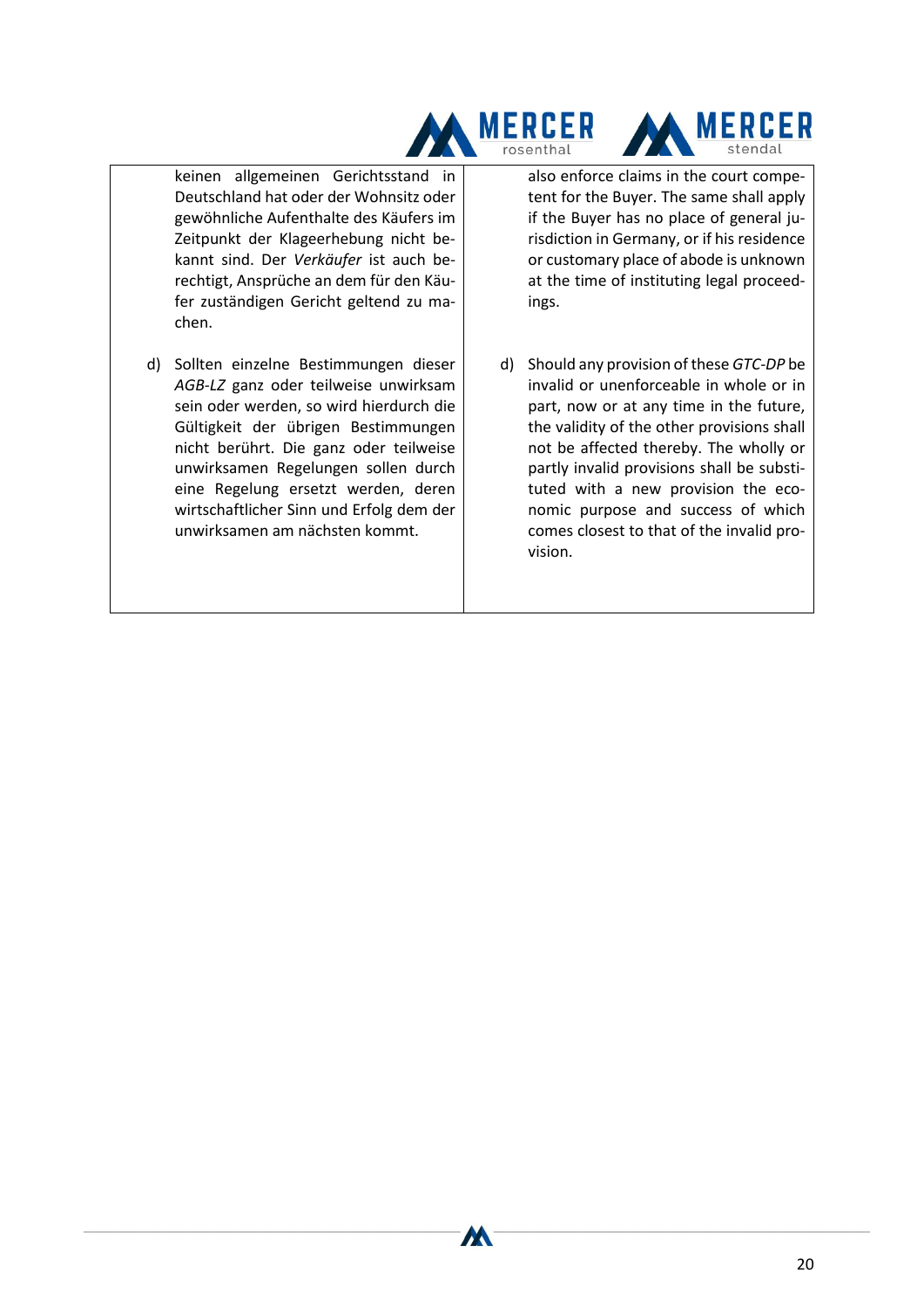| | |
|---|---|
| keinen allgemeinen Gerichtsstand in Deutschland hat oder der Wohnsitz oder gewöhnliche Aufenthalte des Käufers im Zeitpunkt der Klageerhebung nicht bekannt sind. Der *Verkäufer* ist auch berechtigt, Ansprüche an dem für den Käufer zuständigen Gericht geltend zu machen. | also enforce claims in the court competent for the Buyer. The same shall apply if the Buyer has no place of general jurisdiction in Germany, or if his residence or customary place of abode is unknown at the time of instituting legal proceedings. |
| d) Sollten einzelne Bestimmungen dieser *AGB-LZ* ganz oder teilweise unwirksam sein oder werden, so wird hierdurch die Gültigkeit der übrigen Bestimmungen nicht berührt. Die ganz oder teilweise unwirksamen Regelungen sollen durch eine Regelung ersetzt werden, deren wirtschaftlicher Sinn und Erfolg dem der unwirksamen am nächsten kommt. | d) Should any provision of these *GTC-DP* be invalid or unenforceable in whole or in part, now or at any time in the future, the validity of the other provisions shall not be affected thereby. The wholly or partly invalid provisions shall be substituted with a new provision the economic purpose and success of which comes closest to that of the invalid provision. |